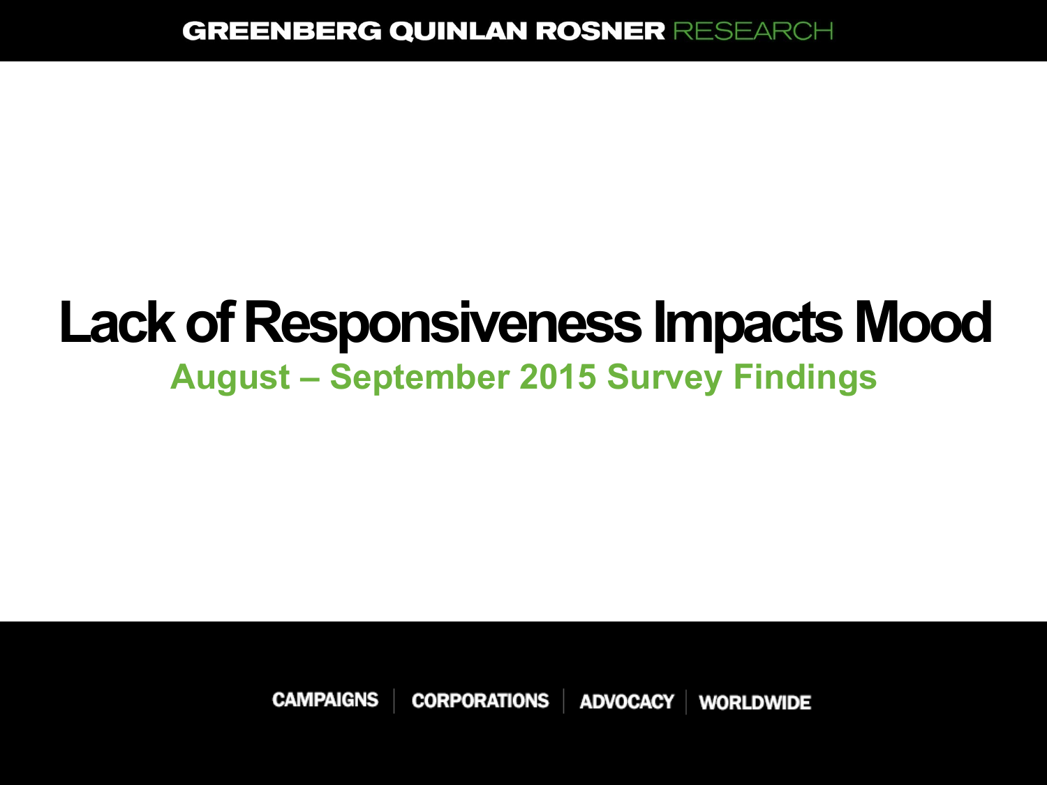GREENBERG QUINLAN ROSNER RESEARCH

# Lack of Responsiveness Impacts Mood

## August – September 2015 Survey Findings

CAMPAIGNS | CORPORATIONS | ADVOCACY | WORLDWIDE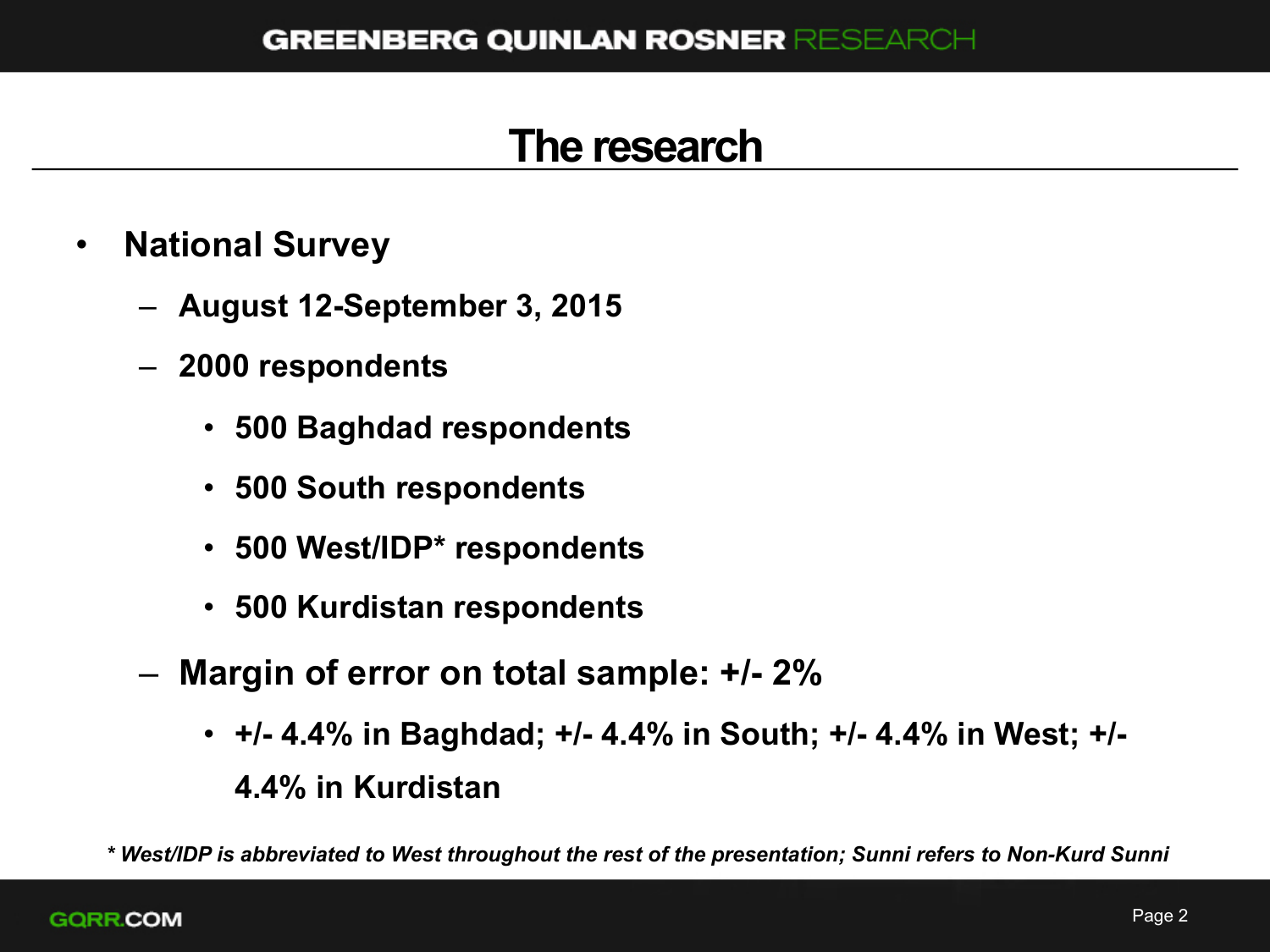# The research

- **National Survey**
  - **August 12-September 3, 2015**
  - **2000 respondents**
    - **500 Baghdad respondents**
    - **500 South respondents**
    - **500 West/IDP* respondents**
    - **500 Kurdistan respondents**
  - **Margin of error on total sample: +/- 2%**
    - **+/- 4.4% in Baghdad; +/- 4.4% in South; +/- 4.4% in West; +/- 4.4% in Kurdistan**

***\* West/IDP is abbreviated to West throughout the rest of the presentation; Sunni refers to Non-Kurd Sunni***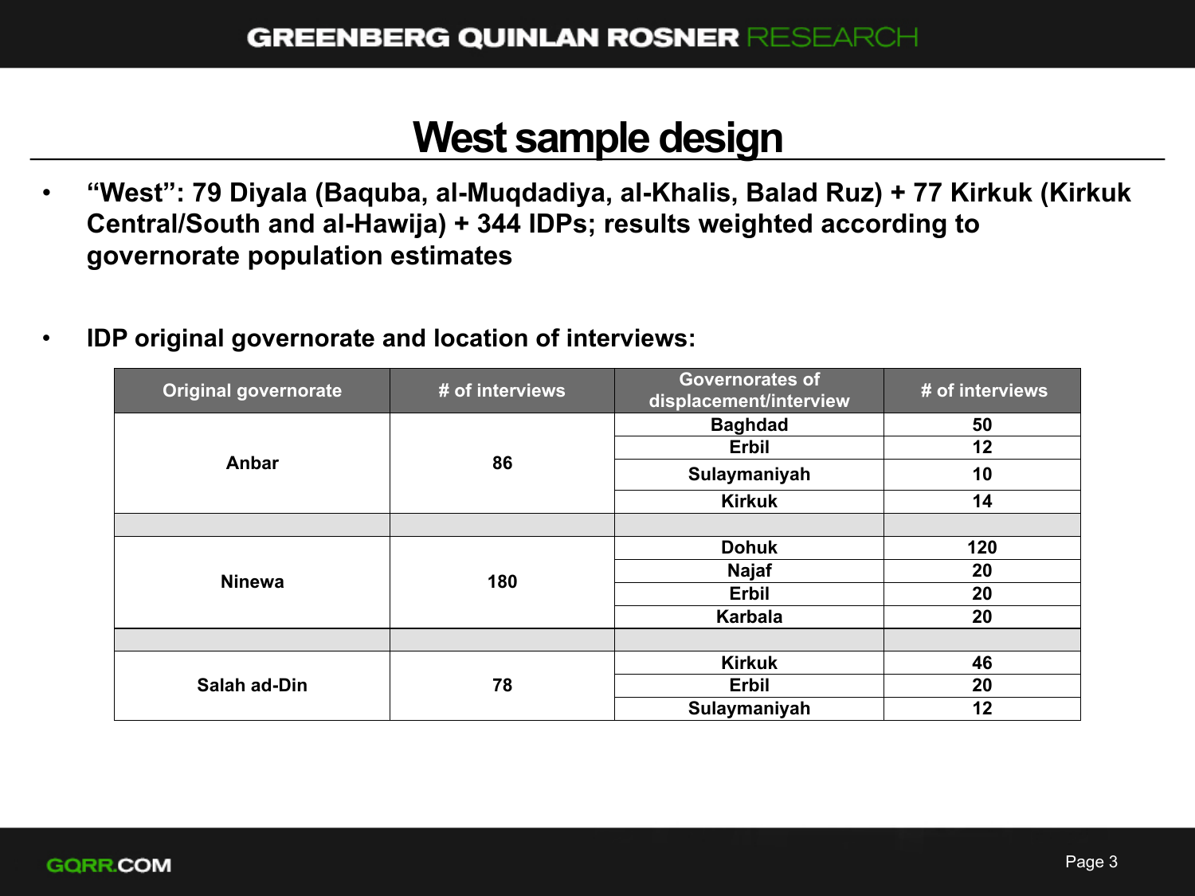# West sample design

- **"West": 79 Diyala (Baquba, al-Muqdadiya, al-Khalis, Balad Ruz) + 77 Kirkuk (Kirkuk Central/South and al-Hawija) + 344 IDPs; results weighted according to governorate population estimates**

- **IDP original governorate and location of interviews:**

| Original governorate | # of interviews | Governorates of displacement/interview | # of interviews |
|---|---|---|---|
| Anbar | 86 | Baghdad | 50 |
| | | Erbil | 12 |
| | | Sulaymaniyah | 10 |
| | | Kirkuk | 14 |
| | | | |
| Ninewa | 180 | Dohuk | 120 |
| | | Najaf | 20 |
| | | Erbil | 20 |
| | | Karbala | 20 |
| | | | |
| Salah ad-Din | 78 | Kirkuk | 46 |
| | | Erbil | 20 |
| | | Sulaymaniyah | 12 |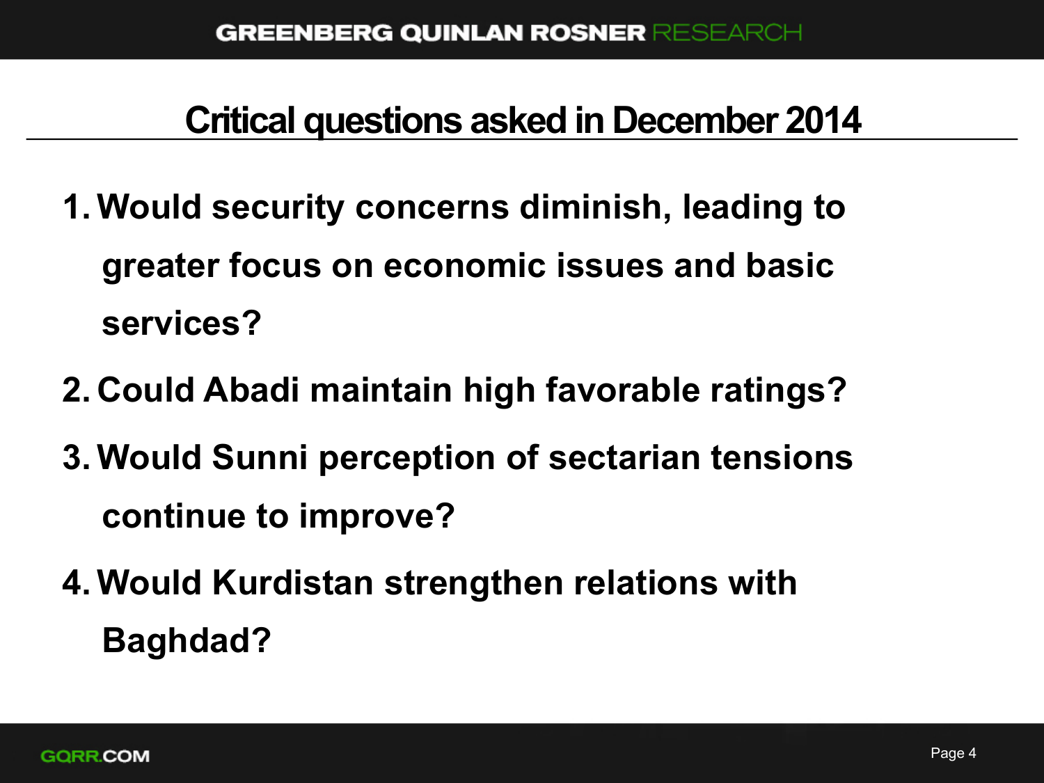# Critical questions asked in December 2014

1. Would security concerns diminish, leading to greater focus on economic issues and basic services?
2. Could Abadi maintain high favorable ratings?
3. Would Sunni perception of sectarian tensions continue to improve?
4. Would Kurdistan strengthen relations with Baghdad?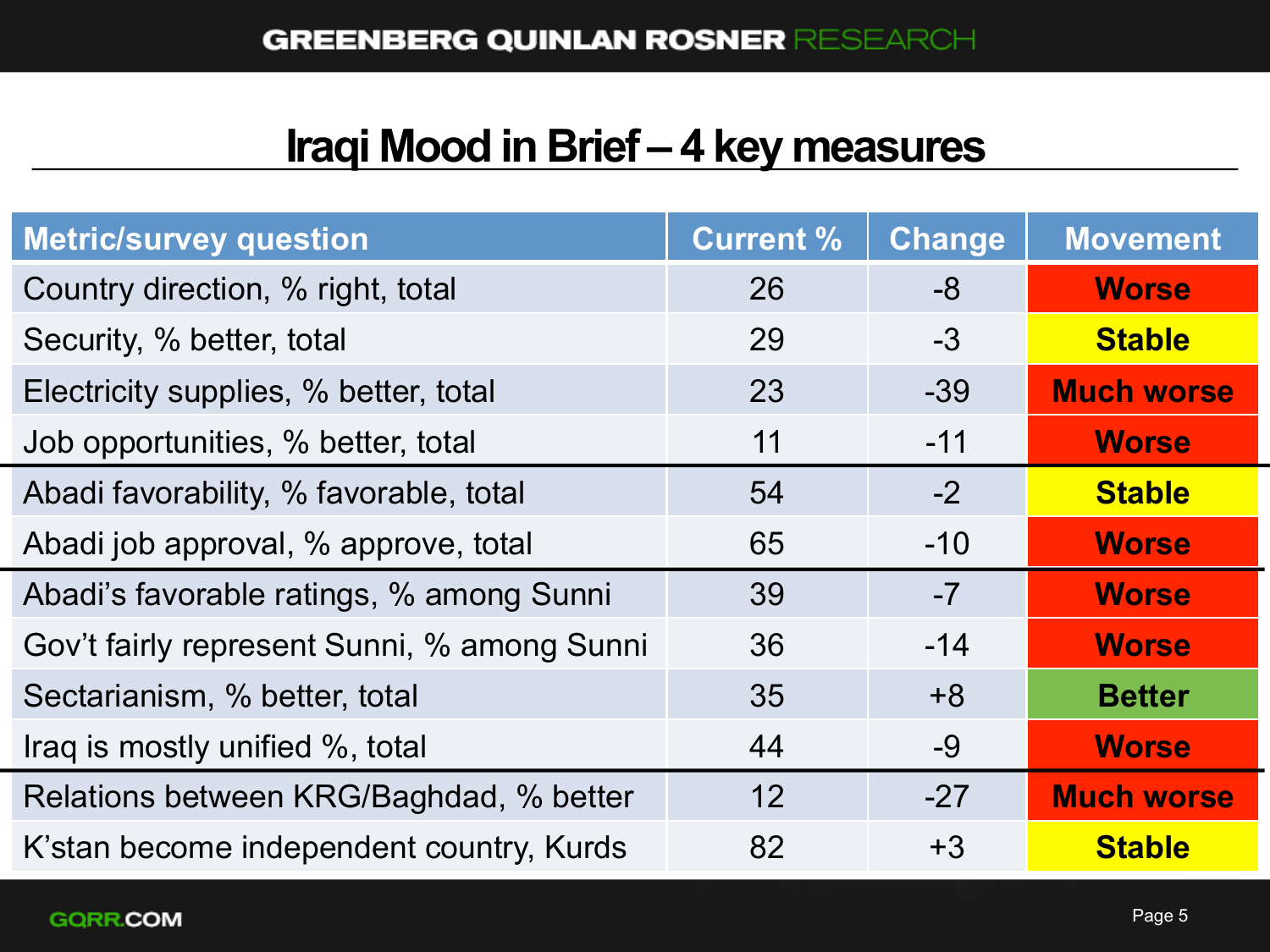## Iraqi Mood in Brief – 4 key measures

| Metric/survey question | Current % | Change | Movement |
|---|---|---|---|
| Country direction, % right, total | 26 | -8 | Worse |
| Security, % better, total | 29 | -3 | Stable |
| Electricity supplies, % better, total | 23 | -39 | Much worse |
| Job opportunities, % better, total | 11 | -11 | Worse |
| Abadi favorability, % favorable, total | 54 | -2 | Stable |
| Abadi job approval, % approve, total | 65 | -10 | Worse |
| Abadi's favorable ratings, % among Sunni | 39 | -7 | Worse |
| Gov't fairly represent Sunni, % among Sunni | 36 | -14 | Worse |
| Sectarianism, % better, total | 35 | +8 | Better |
| Iraq is mostly unified %, total | 44 | -9 | Worse |
| Relations between KRG/Baghdad, % better | 12 | -27 | Much worse |
| K'stan become independent country, Kurds | 82 | +3 | Stable |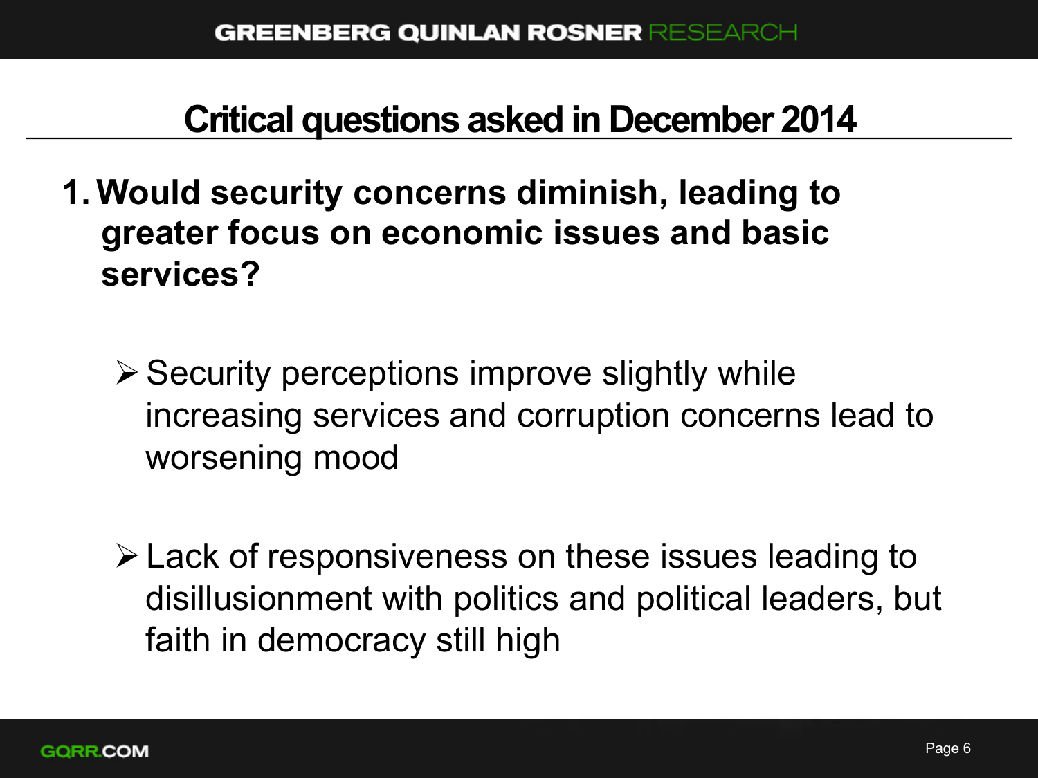# Critical questions asked in December 2014

1. **Would security concerns diminish, leading to greater focus on economic issues and basic services?**

   - Security perceptions improve slightly while increasing services and corruption concerns lead to worsening mood

   - Lack of responsiveness on these issues leading to disillusionment with politics and political leaders, but faith in democracy still high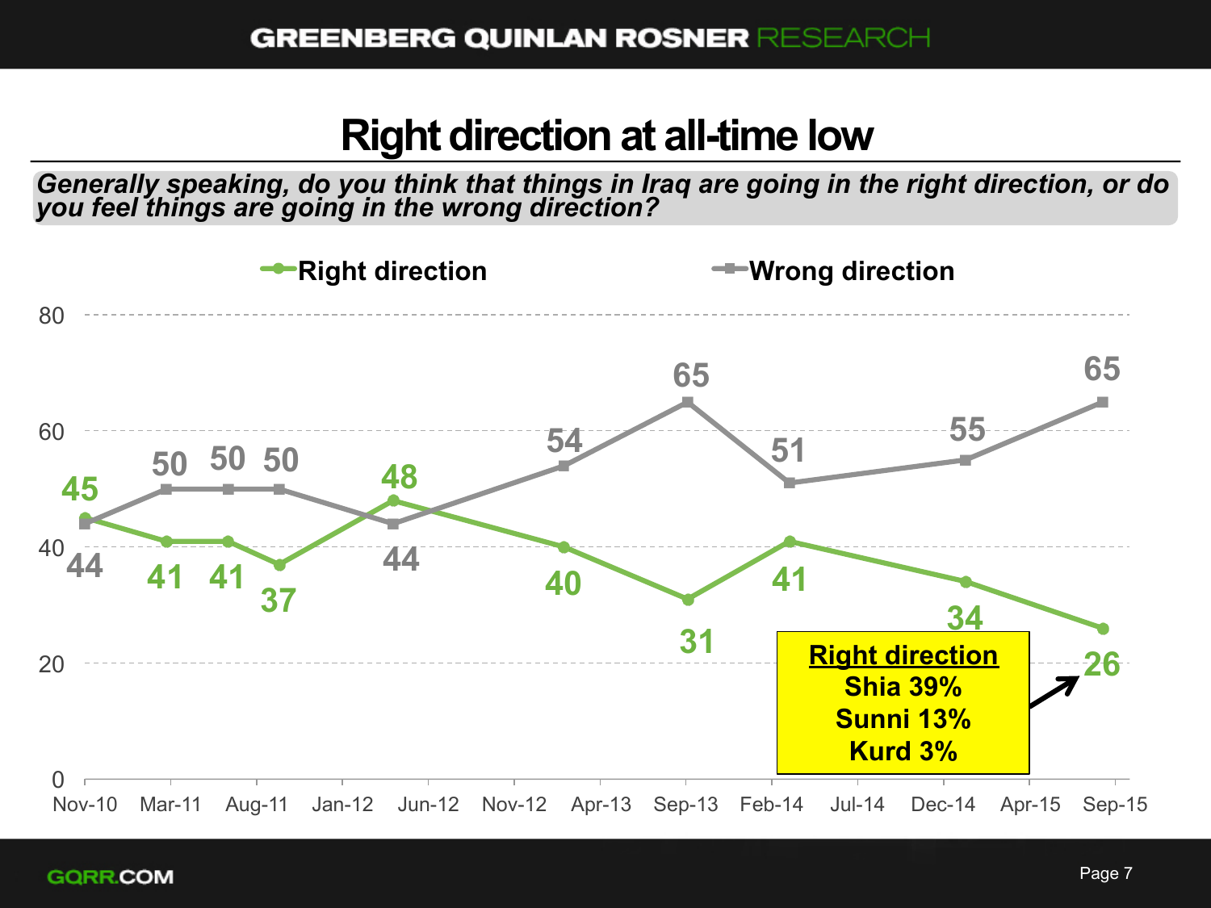# Right direction at all-time low

*Generally speaking, do you think that things in Iraq are going in the right direction, or do you feel things are going in the wrong direction?*

| | Nov-10 | Mar-11 | Jun-11 | Sep-11 | Apr-12 | Jan-13 | Sep-13 | Feb-14 | Nov-14 | Aug-15 |
|---|---|---|---|---|---|---|---|---|---|---|
| Right direction | 45 | 41 | 41 | 37 | 48 | 40 | 31 | 41 | 34 | 26 |
| Wrong direction | 44 | 50 | 50 | 50 | 44 | 54 | 65 | 51 | 55 | 65 |

**Right direction**
Shia 39%
Sunni 13%
Kurd 3%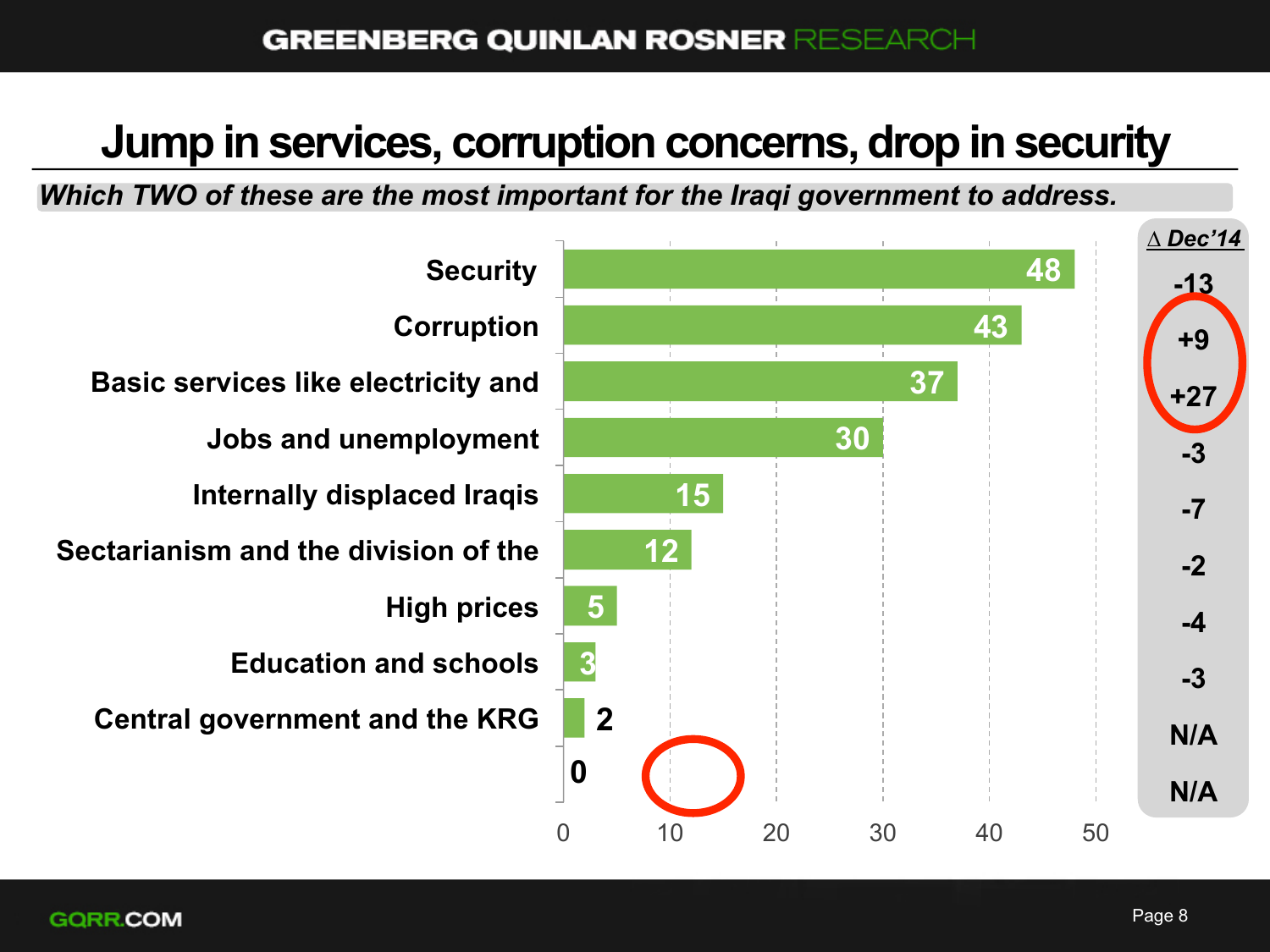# Jump in services, corruption concerns, drop in security

***Which TWO of these are the most important for the Iraqi government to address.***

| | % | Δ Dec'14 |
|---|---|---|
| Security | 48 | -13 |
| Corruption | 43 | +9 |
| Basic services like electricity and | 37 | +27 |
| Jobs and unemployment | 30 | -3 |
| Internally displaced Iraqis | 15 | -7 |
| Sectarianism and the division of the | 12 | -2 |
| High prices | 5 | -4 |
| Education and schools | 3 | -3 |
| Central government and the KRG | 2 | N/A |
| | 0 | N/A |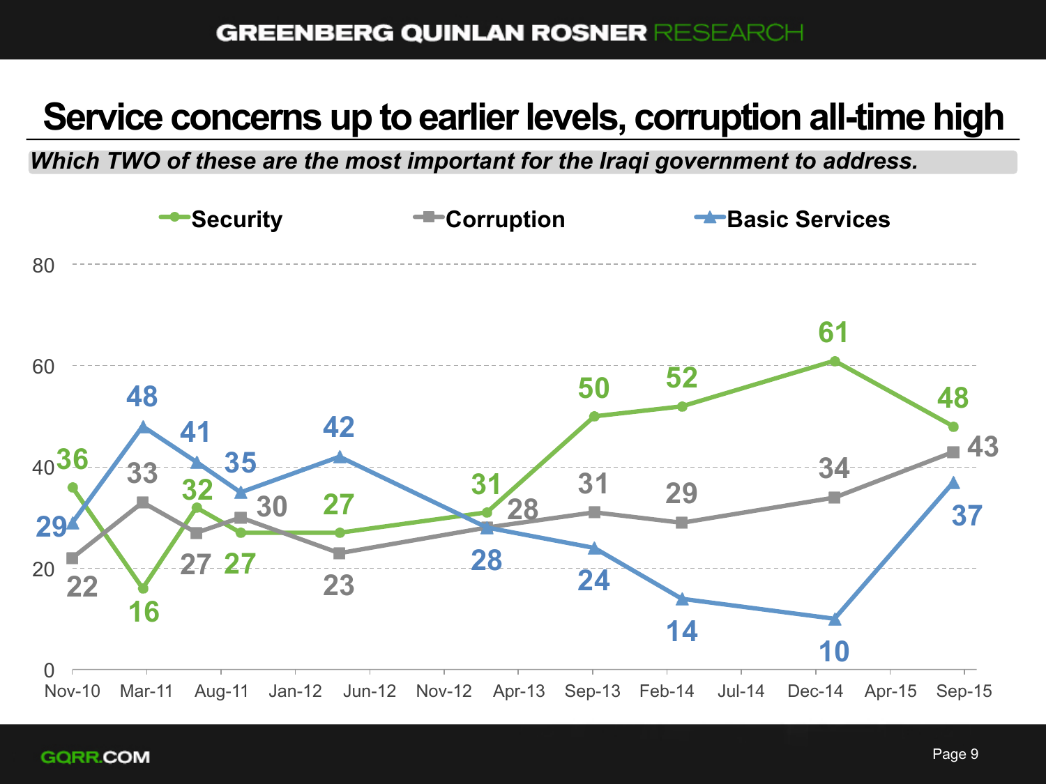# Service concerns up to earlier levels, corruption all-time high

***Which TWO of these are the most important for the Iraqi government to address.***

| | Security | Corruption | Basic Services |
|---|---|---|---|
| Nov-10 | 36 | 22 | 29 |
| Mar-11 | 16 | 33 | 48 |
| Jul-11 | 32 | 27 | 41 |
| Sep-11 | 27 | 30 | 35 |
| May-12 | 27 | 23 | 42 |
| Feb-13 | 31 | 28 | 28 |
| Sep-13 | 50 | 31 | 24 |
| Feb-14 | 52 | 29 | 14 |
| Dec-14 | 61 | 34 | 10 |
| Sep-15 | 48 | 43 | 37 |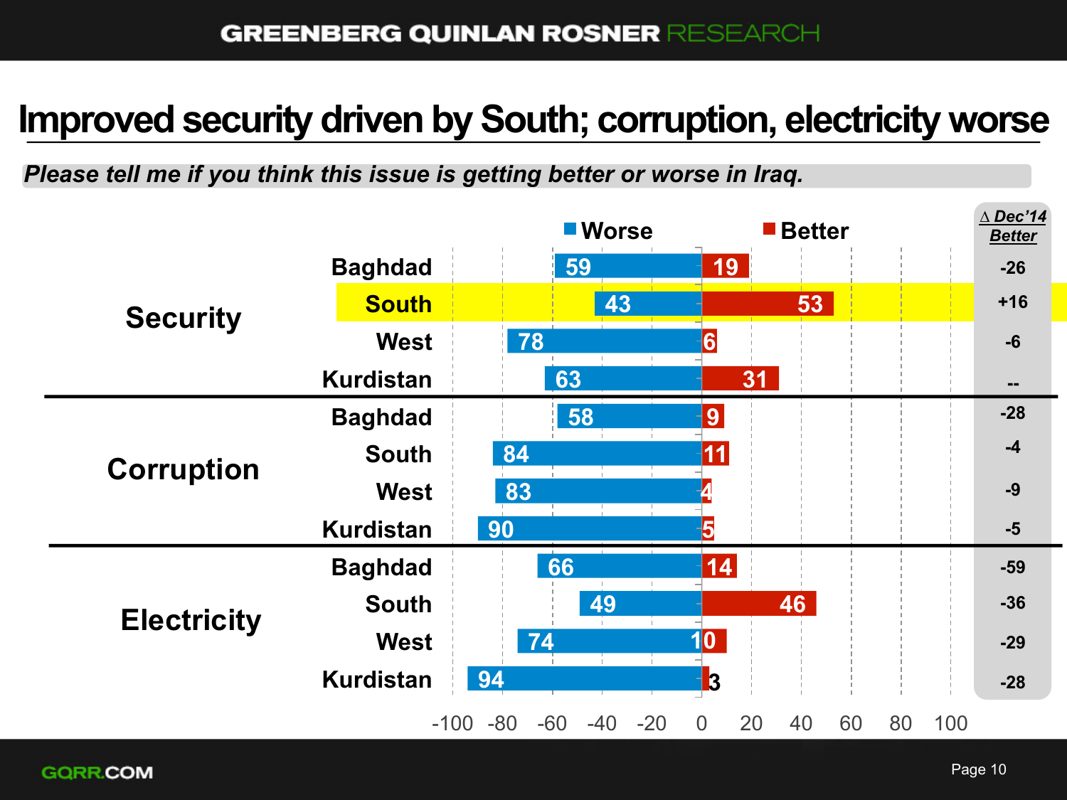# Improved security driven by South; corruption, electricity worse

***Please tell me if you think this issue is getting better or worse in Iraq.***

| Issue | Region | Worse | Better | Δ Dec'14 Better |
|---|---|---|---|---|
| Security | Baghdad | 59 | 19 | -26 |
| | South | 43 | 53 | +16 |
| | West | 78 | 6 | -6 |
| | Kurdistan | 63 | 31 | -- |
| Corruption | Baghdad | 58 | 9 | -28 |
| | South | 84 | 11 | -4 |
| | West | 83 | 4 | -9 |
| | Kurdistan | 90 | 5 | -5 |
| Electricity | Baghdad | 66 | 14 | -59 |
| | South | 49 | 46 | -36 |
| | West | 74 | 10 | -29 |
| | Kurdistan | 94 | 3 | -28 |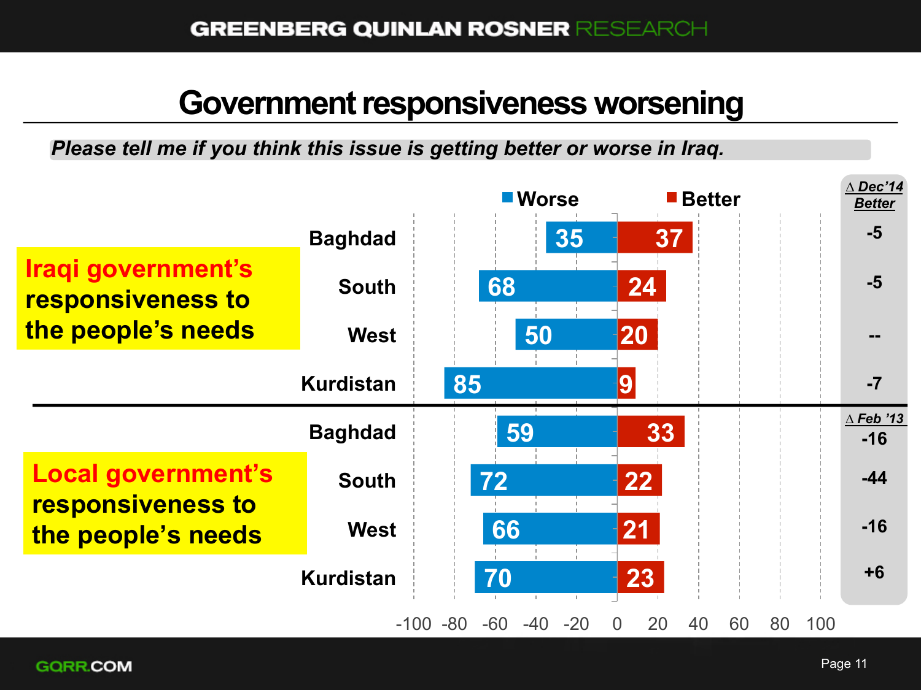# Government responsiveness worsening

*Please tell me if you think this issue is getting better or worse in Iraq.*

**Iraqi government's responsiveness to the people's needs**

| Region | Worse | Better | Δ Dec'14 Better |
|---|---|---|---|
| Baghdad | 35 | 37 | -5 |
| South | 68 | 24 | -5 |
| West | 50 | 20 | -- |
| Kurdistan | 85 | 9 | -7 |

**Local government's responsiveness to the people's needs**

| Region | Worse | Better | Δ Feb '13 |
|---|---|---|---|
| Baghdad | 59 | 33 | -16 |
| South | 72 | 22 | -44 |
| West | 66 | 21 | -16 |
| Kurdistan | 70 | 23 | +6 |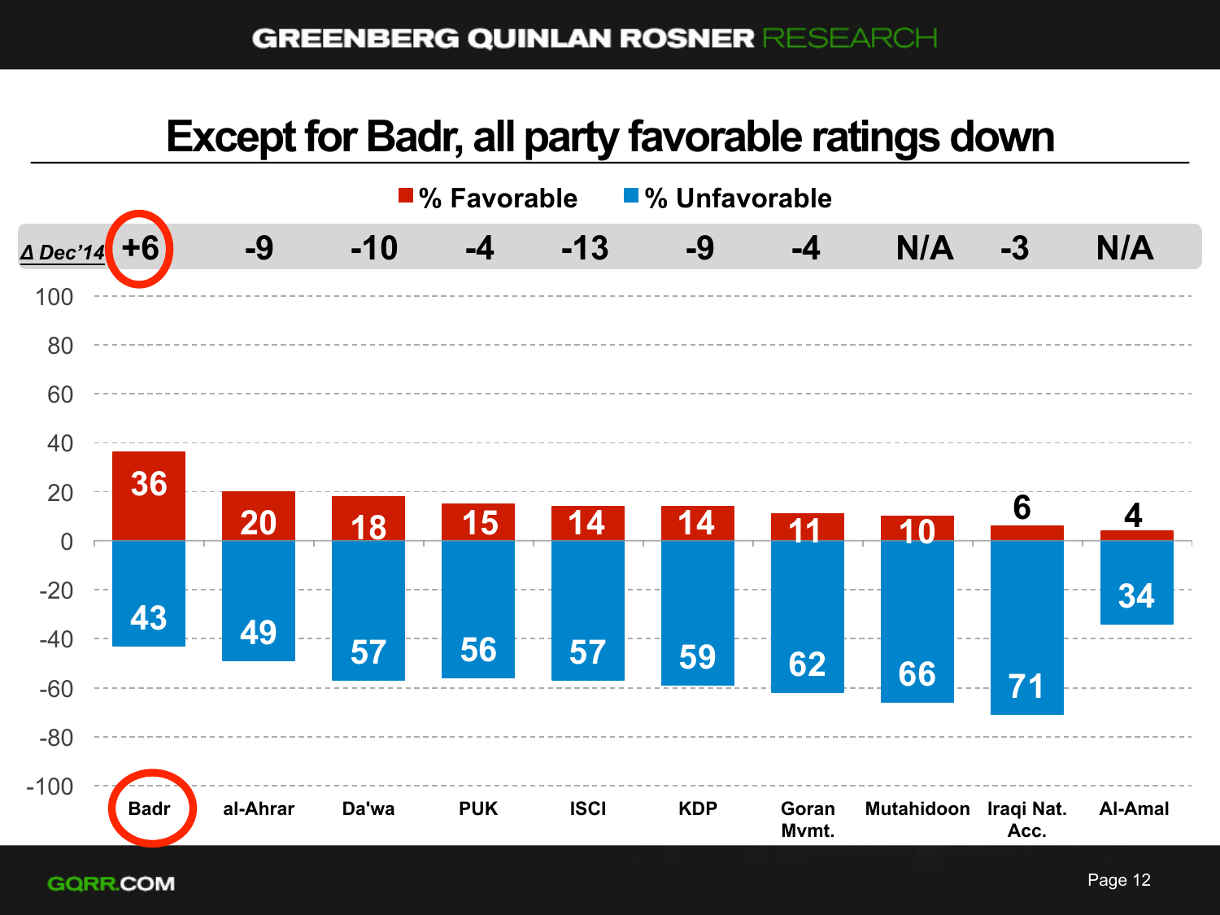# Except for Badr, all party favorable ratings down

| Party | Δ Dec'14 | % Favorable | % Unfavorable |
| --- | --- | --- | --- |
| Badr | +6 | 36 | 43 |
| al-Ahrar | -9 | 20 | 49 |
| Da'wa | -10 | 18 | 57 |
| PUK | -4 | 15 | 56 |
| ISCI | -13 | 14 | 57 |
| KDP | -9 | 14 | 59 |
| Goran Mvmt. | -4 | 11 | 62 |
| Mutahidoon | N/A | 10 | 66 |
| Iraqi Nat. Acc. | -3 | 6 | 71 |
| Al-Amal | N/A | 4 | 34 |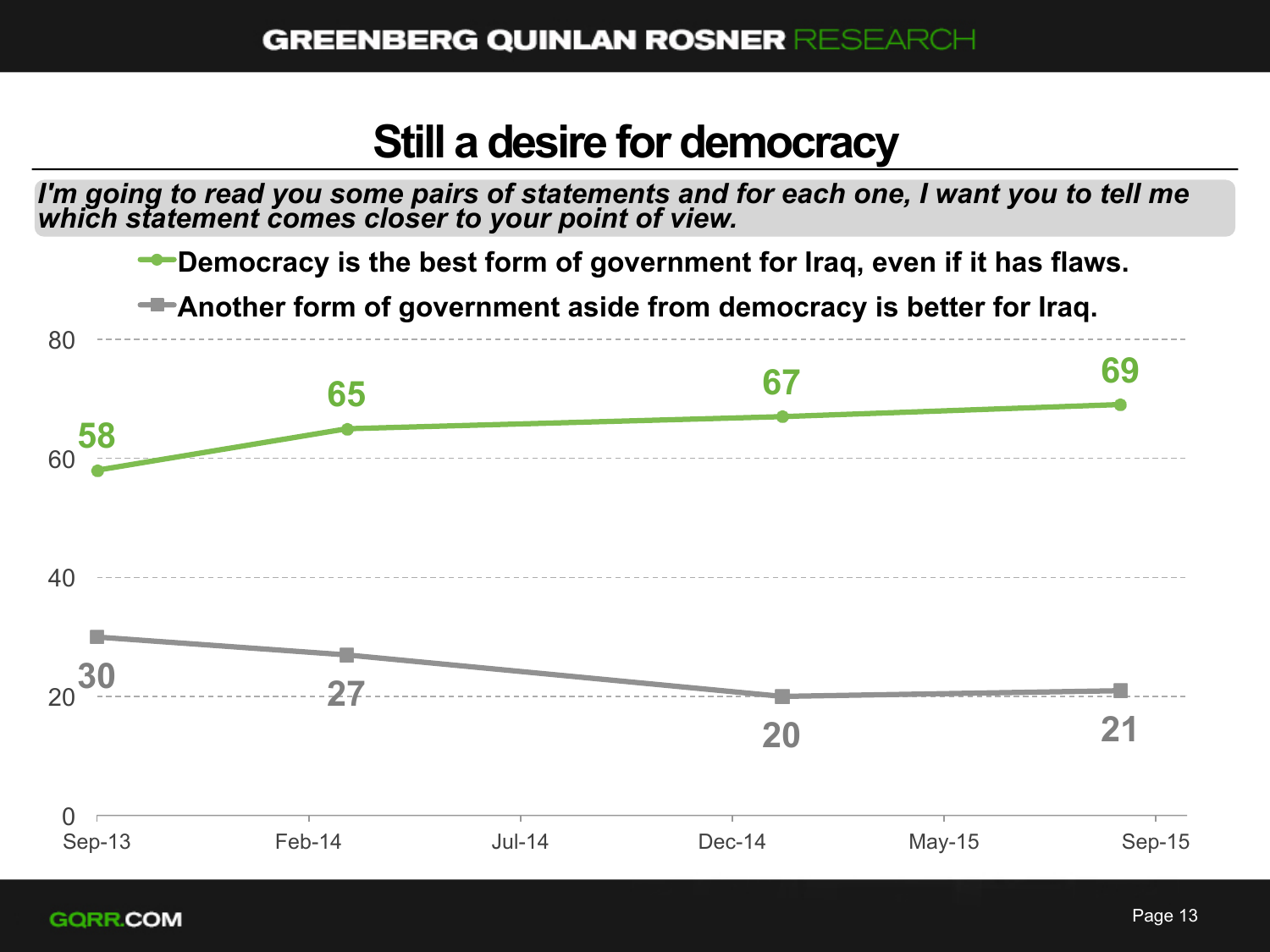# Still a desire for democracy

*I'm going to read you some pairs of statements and for each one, I want you to tell me which statement comes closer to your point of view.*

| | Sep-13 | Feb-14 | Dec-14 | Sep-15 |
|---|---|---|---|---|
| Democracy is the best form of government for Iraq, even if it has flaws. | 58 | 65 | 67 | 69 |
| Another form of government aside from democracy is better for Iraq. | 30 | 27 | 20 | 21 |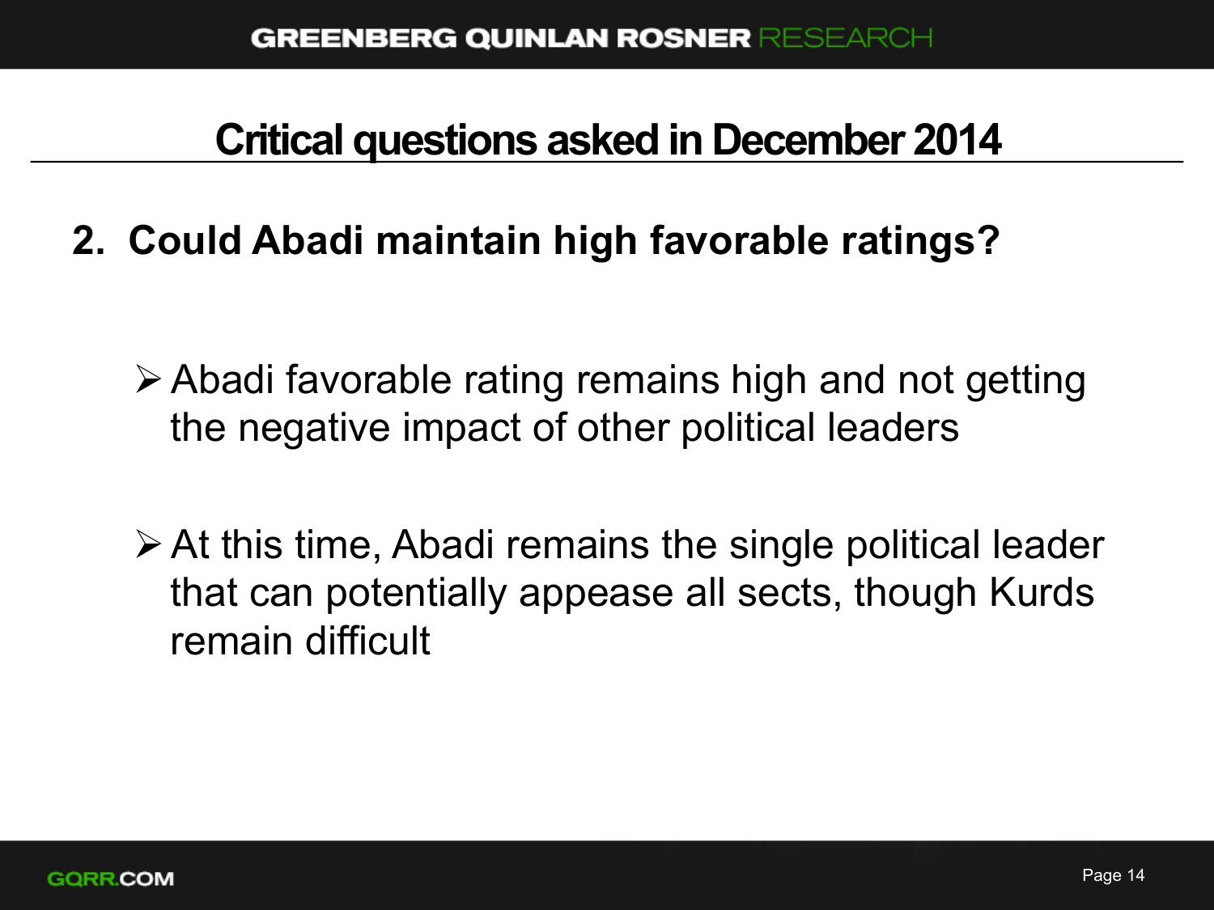# Critical questions asked in December 2014

## 2. Could Abadi maintain high favorable ratings?

- Abadi favorable rating remains high and not getting the negative impact of other political leaders
- At this time, Abadi remains the single political leader that can potentially appease all sects, though Kurds remain difficult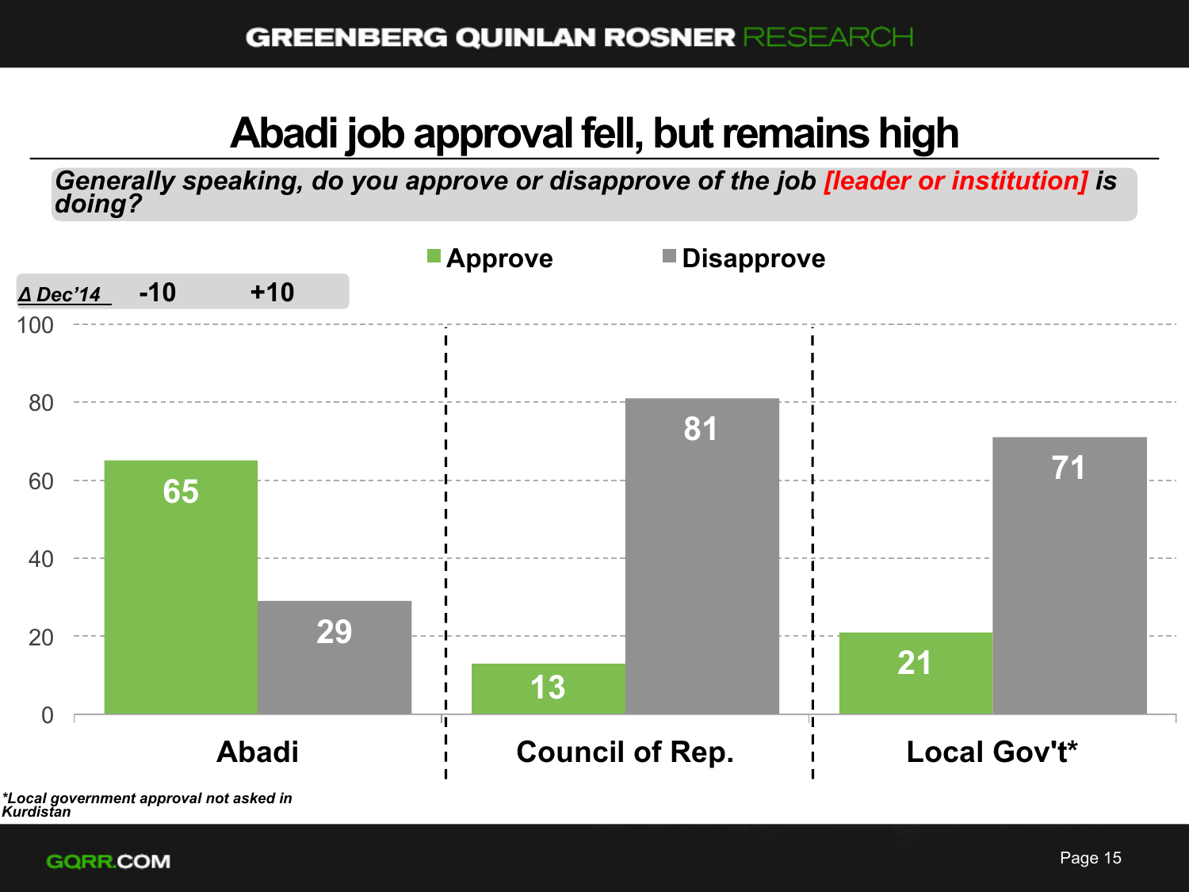# Abadi job approval fell, but remains high

*Generally speaking, do you approve or disapprove of the job [leader or institution] is doing?*

| | Approve | Disapprove |
|---|---|---|
| Δ Dec'14 (Abadi) | -10 | +10 |
| Abadi | 65 | 29 |
| Council of Rep. | 13 | 81 |
| Local Gov't* | 21 | 71 |

*\*Local government approval not asked in Kurdistan*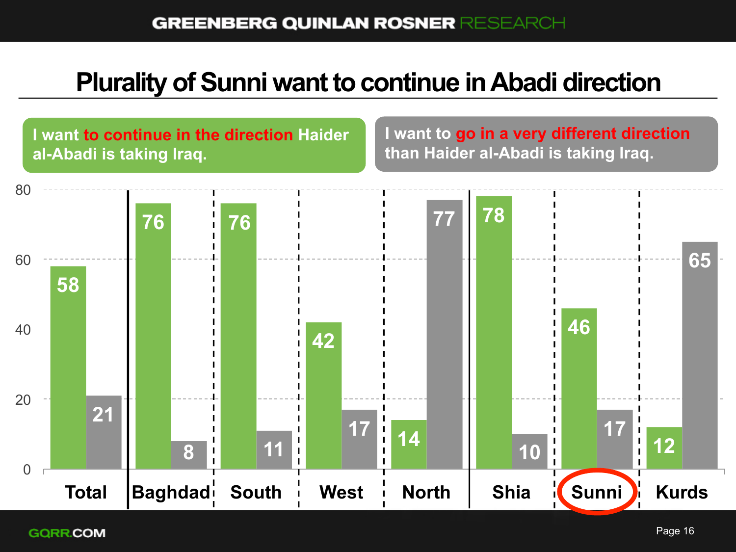# Plurality of Sunni want to continue in Abadi direction

| | I want to continue in the direction Haider al-Abadi is taking Iraq. | I want to go in a very different direction than Haider al-Abadi is taking Iraq. |
|---|---|---|
| Total | 58 | 21 |
| Baghdad | 76 | 8 |
| South | 76 | 11 |
| West | 42 | 17 |
| North | 14 | 77 |
| Shia | 78 | 10 |
| Sunni | 46 | 17 |
| Kurds | 12 | 65 |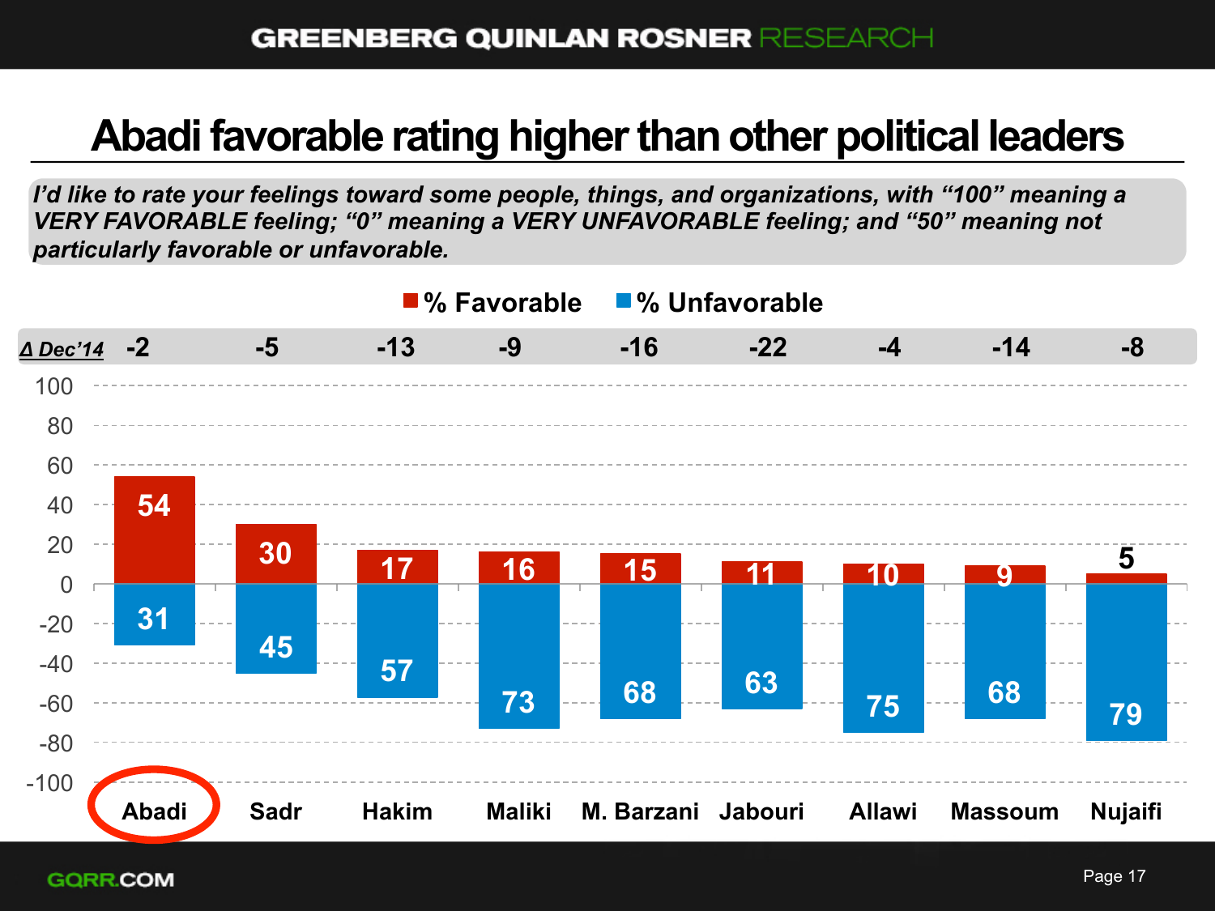# Abadi favorable rating higher than other political leaders

*I'd like to rate your feelings toward some people, things, and organizations, with "100" meaning a VERY FAVORABLE feeling; "0" meaning a VERY UNFAVORABLE feeling; and "50" meaning not particularly favorable or unfavorable.*

| | Abadi | Sadr | Hakim | Maliki | M. Barzani | Jabouri | Allawi | Massoum | Nujaifi |
|---|---|---|---|---|---|---|---|---|---|
| Δ Dec'14 | -2 | -5 | -13 | -9 | -16 | -22 | -4 | -14 | -8 |
| % Favorable | 54 | 30 | 17 | 16 | 15 | 11 | 10 | 9 | 5 |
| % Unfavorable | 31 | 45 | 57 | 73 | 68 | 63 | 75 | 68 | 79 |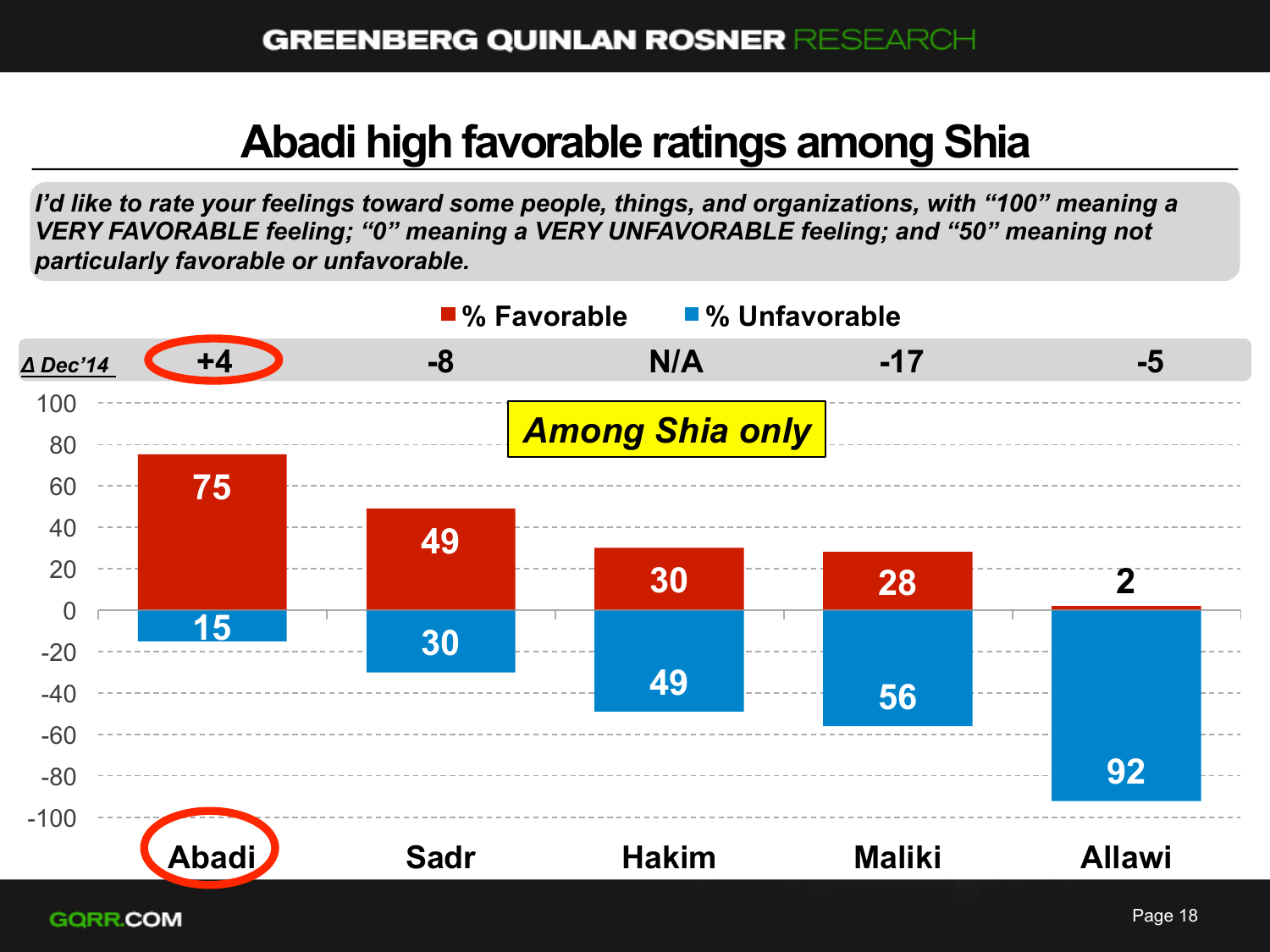# Abadi high favorable ratings among Shia

*I'd like to rate your feelings toward some people, things, and organizations, with "100" meaning a VERY FAVORABLE feeling; "0" meaning a VERY UNFAVORABLE feeling; and "50" meaning not particularly favorable or unfavorable.*

**Among Shia only**

| | Abadi | Sadr | Hakim | Maliki | Allawi |
|---|---|---|---|---|---|
| Δ Dec'14 | +4 | -8 | N/A | -17 | -5 |
| % Favorable | 75 | 49 | 30 | 28 | 2 |
| % Unfavorable | 15 | 30 | 49 | 56 | 92 |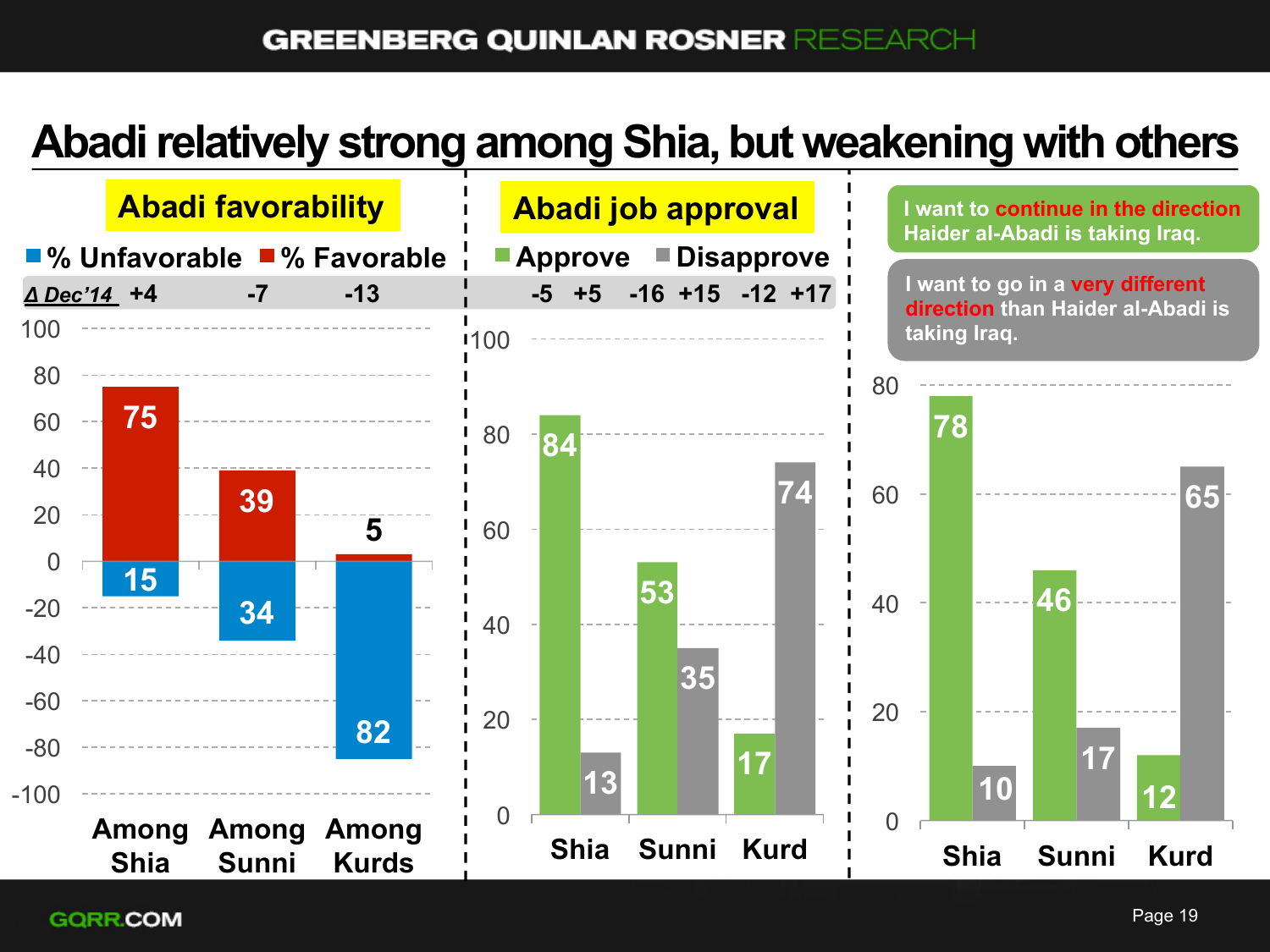# Abadi relatively strong among Shia, but weakening with others

## Abadi favorability

| | Among Shia | Among Sunni | Among Kurds |
|---|---|---|---|
| % Favorable | 75 | 39 | 5 |
| % Unfavorable | 15 | 34 | 82 |
| Δ Dec'14 | +4 | -7 | -13 |

## Abadi job approval

| | Shia | Sunni | Kurd |
|---|---|---|---|
| Approve | 84 | 53 | 17 |
| Disapprove | 13 | 35 | 74 |
| Δ Dec'14 (Approve / Disapprove) | -5 / +5 | -16 / +15 | -12 / +17 |

## Direction

| | Shia | Sunni | Kurd |
|---|---|---|---|
| I want to continue in the direction Haider al-Abadi is taking Iraq. | 78 | 46 | 12 |
| I want to go in a very different direction than Haider al-Abadi is taking Iraq. | 10 | 17 | 65 |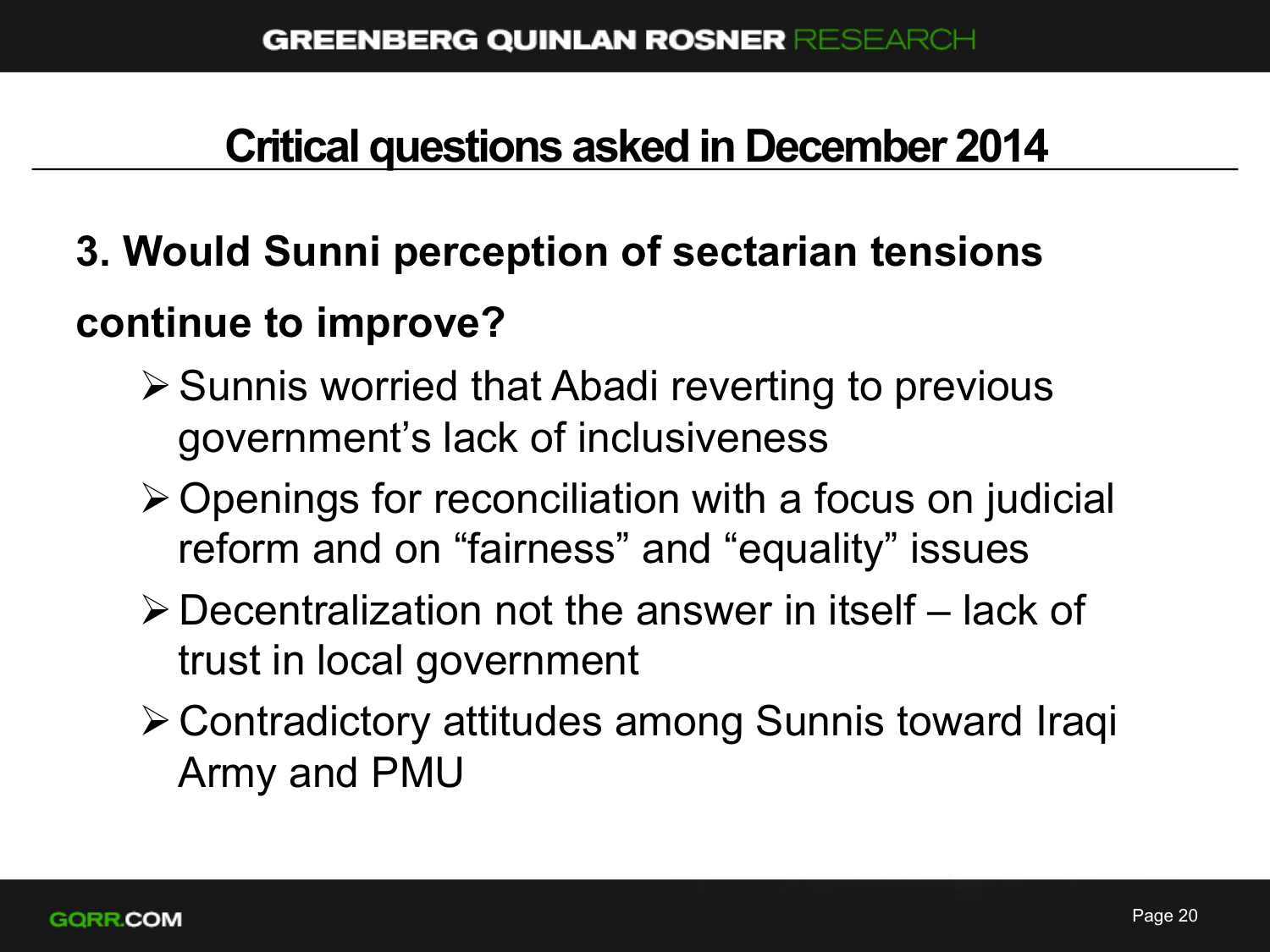# Critical questions asked in December 2014

**3. Would Sunni perception of sectarian tensions continue to improve?**

- Sunnis worried that Abadi reverting to previous government's lack of inclusiveness
- Openings for reconciliation with a focus on judicial reform and on "fairness" and "equality" issues
- Decentralization not the answer in itself – lack of trust in local government
- Contradictory attitudes among Sunnis toward Iraqi Army and PMU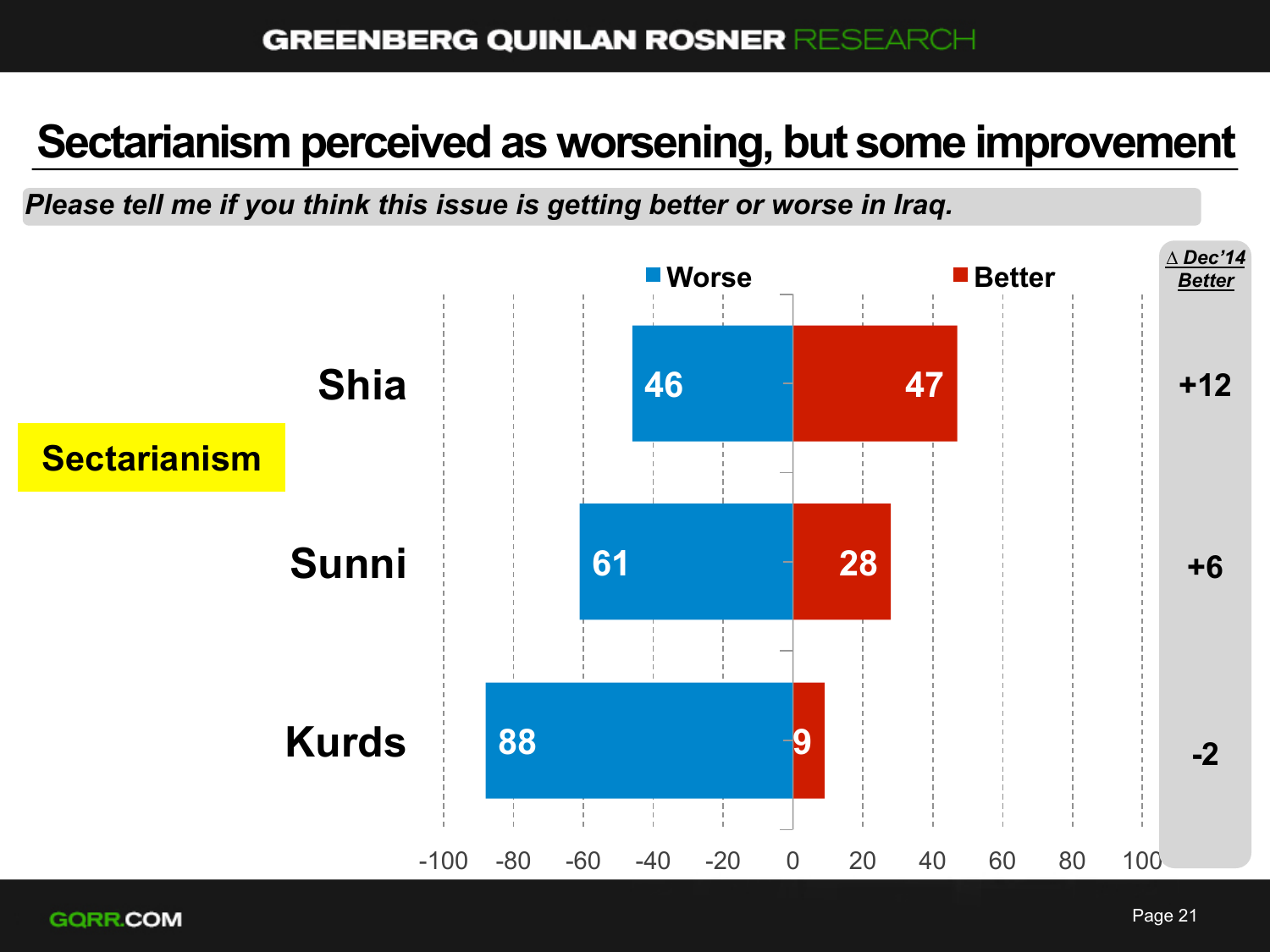# Sectarianism perceived as worsening, but some improvement

*Please tell me if you think this issue is getting better or worse in Iraq.*

**Sectarianism**

| | Worse | Better | Δ Dec'14 Better |
|---|---|---|---|
| Shia | 46 | 47 | +12 |
| Sunni | 61 | 28 | +6 |
| Kurds | 88 | 9 | -2 |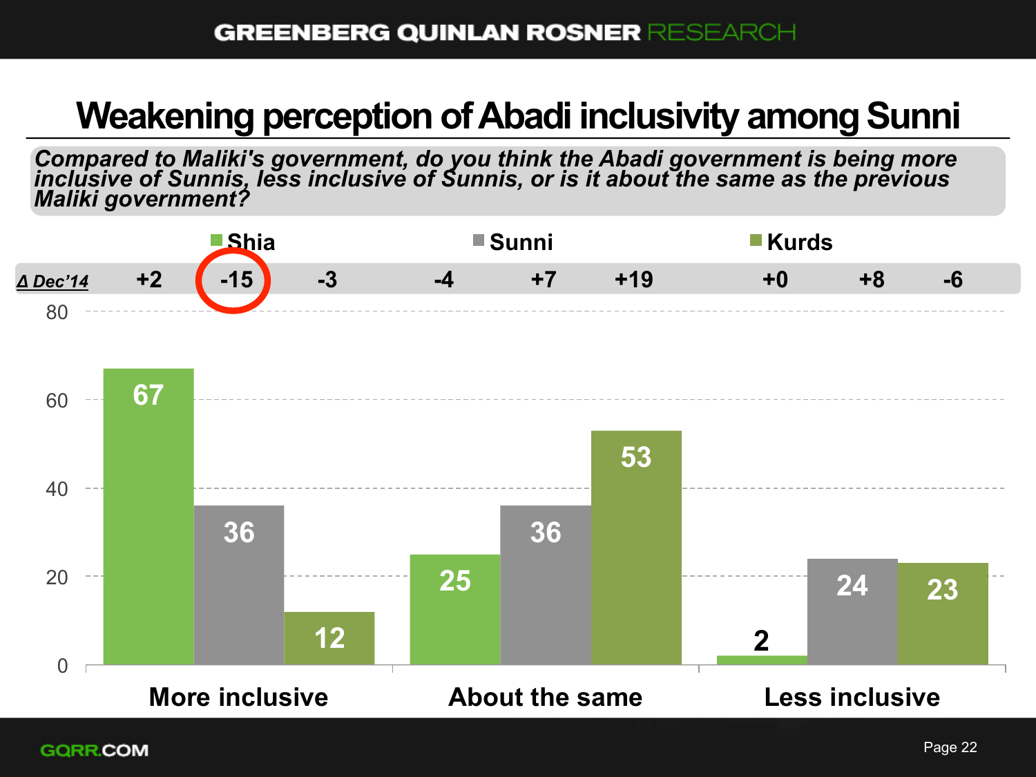# Weakening perception of Abadi inclusivity among Sunni

***Compared to Maliki's government, do you think the Abadi government is being more inclusive of Sunnis, less inclusive of Sunnis, or is it about the same as the previous Maliki government?***

| | More inclusive | | | About the same | | | Less inclusive | | |
|---|---|---|---|---|---|---|---|---|---|
| | Shia | Sunni | Kurds | Shia | Sunni | Kurds | Shia | Sunni | Kurds |
| % | 67 | 36 | 12 | 25 | 36 | 53 | 2 | 24 | 23 |
| Δ Dec'14 | +2 | -15 | -3 | -4 | +7 | +19 | +0 | +8 | -6 |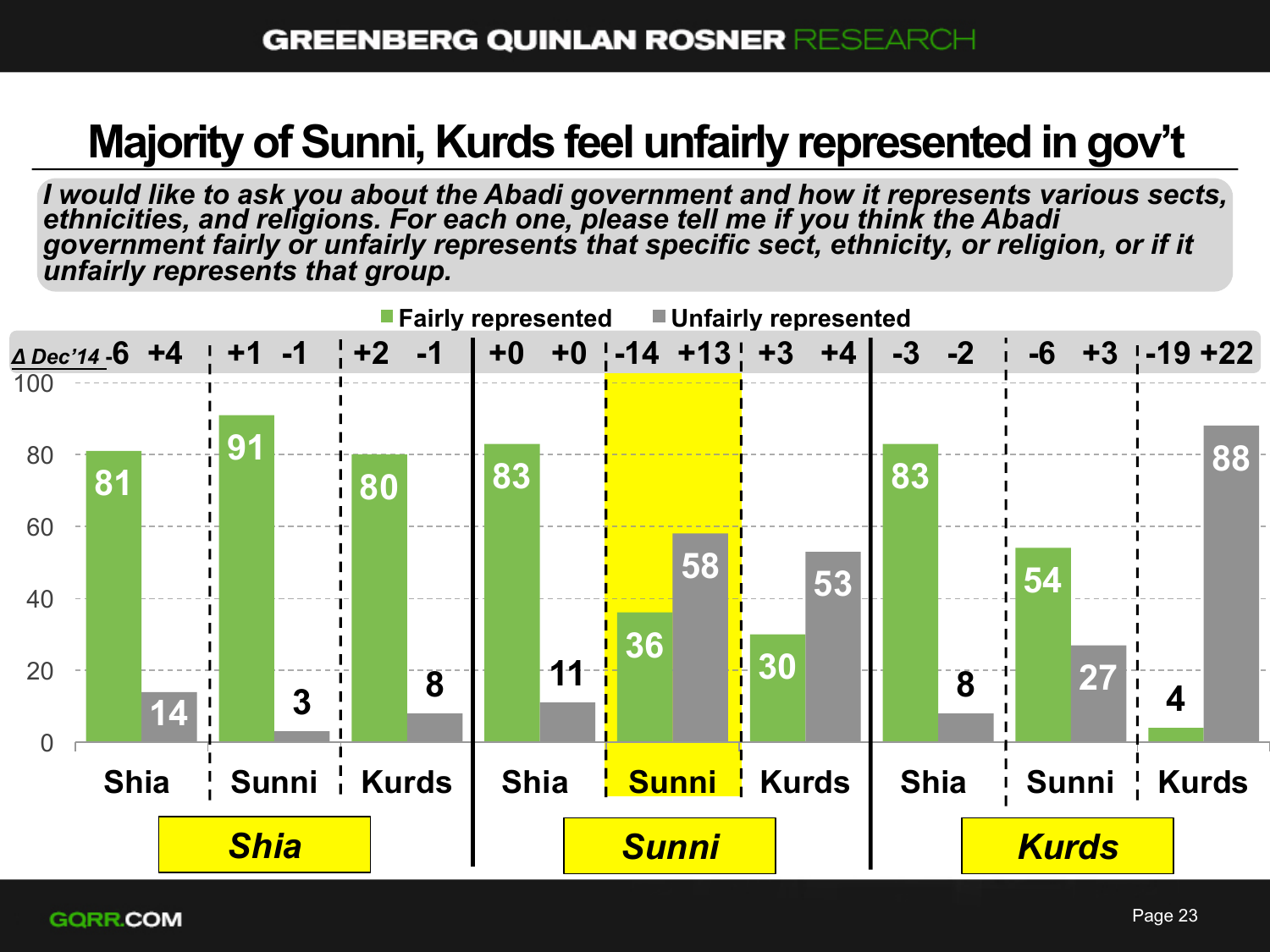# Majority of Sunni, Kurds feel unfairly represented in gov't

*I would like to ask you about the Abadi government and how it represents various sects, ethnicities, and religions. For each one, please tell me if you think the Abadi government fairly or unfairly represents that specific sect, ethnicity, or religion, or if it unfairly represents that group.*

| Respondent group | Group represented | Fairly represented | Unfairly represented | Δ Dec'14 Fairly | Δ Dec'14 Unfairly |
|---|---|---|---|---|---|
| Shia | Shia | 81 | 14 | -6 | +4 |
| Shia | Sunni | 91 | 3 | +1 | -1 |
| Shia | Kurds | 80 | 8 | +2 | -1 |
| Sunni | Shia | 83 | 11 | +0 | +0 |
| Sunni | **Sunni** | 36 | 58 | -14 | +13 |
| Sunni | Kurds | 30 | 53 | +3 | +4 |
| Kurds | Shia | 83 | 8 | -3 | -2 |
| Kurds | Sunni | 54 | 27 | -6 | +3 |
| Kurds | Kurds | 4 | 88 | -19 | +22 |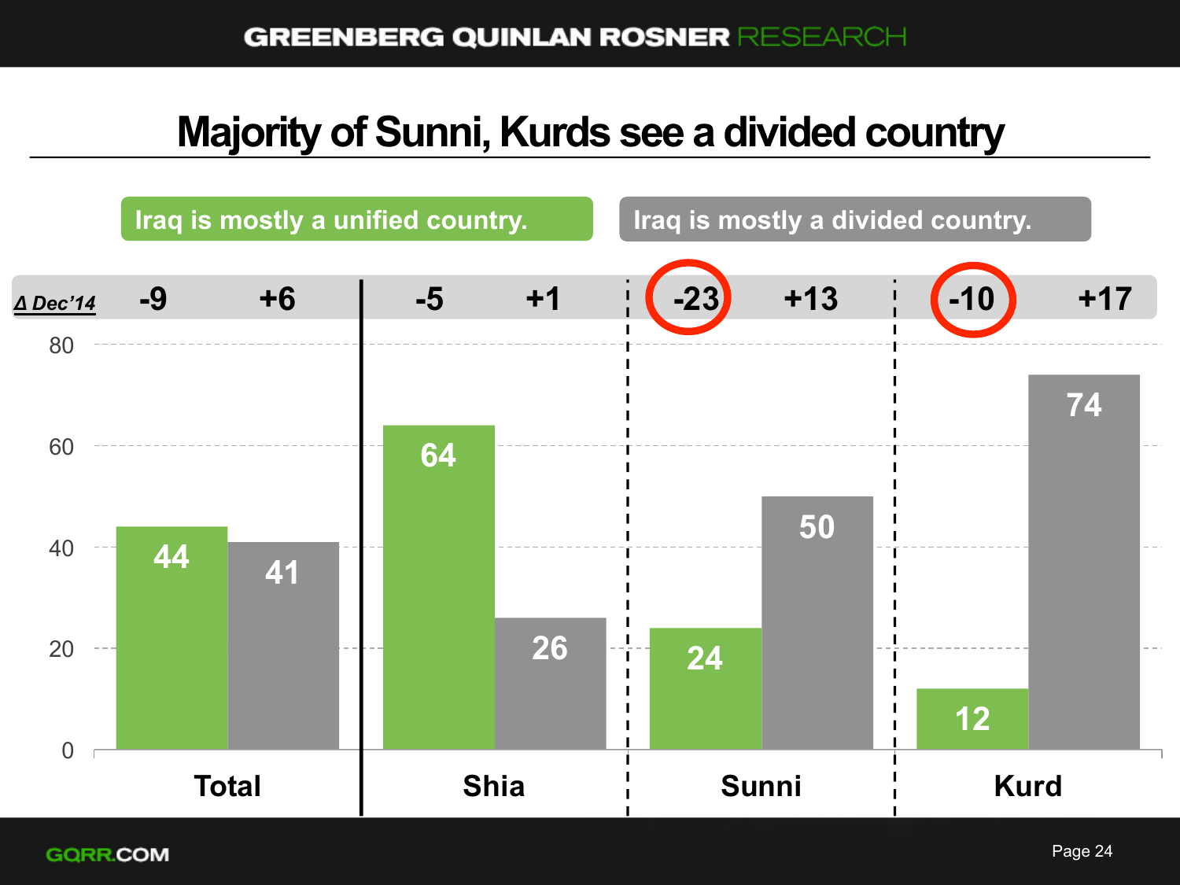# Majority of Sunni, Kurds see a divided country

| | Total | | Shia | | Sunni | | Kurd | |
|---|---|---|---|---|---|---|---|---|
| | Iraq is mostly a unified country. | Iraq is mostly a divided country. | Iraq is mostly a unified country. | Iraq is mostly a divided country. | Iraq is mostly a unified country. | Iraq is mostly a divided country. | Iraq is mostly a unified country. | Iraq is mostly a divided country. |
| Δ Dec'14 | -9 | +6 | -5 | +1 | -23 | +13 | -10 | +17 |
| % | 44 | 41 | 64 | 26 | 24 | 50 | 12 | 74 |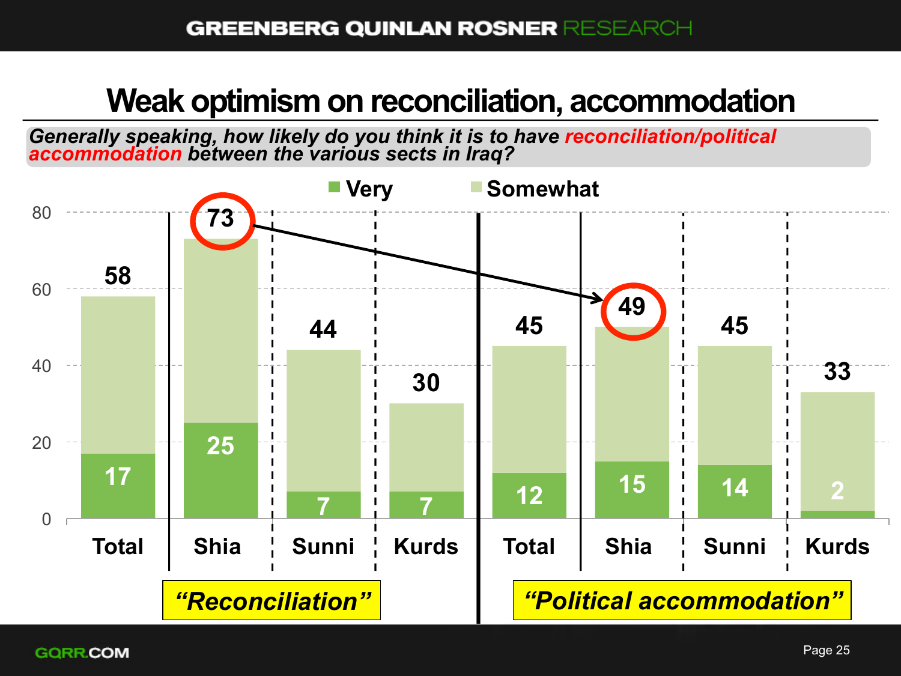# Weak optimism on reconciliation, accommodation

***Generally speaking, how likely do you think it is to have reconciliation/political accommodation between the various sects in Iraq?***

| | "Reconciliation" | | | | "Political accommodation" | | | |
|---|---|---|---|---|---|---|---|---|
| | Total | Shia | Sunni | Kurds | Total | Shia | Sunni | Kurds |
| Very | 17 | 25 | 7 | 7 | 12 | 15 | 14 | 2 |
| Very + Somewhat | 58 | 73 | 44 | 30 | 45 | 49 | 45 | 33 |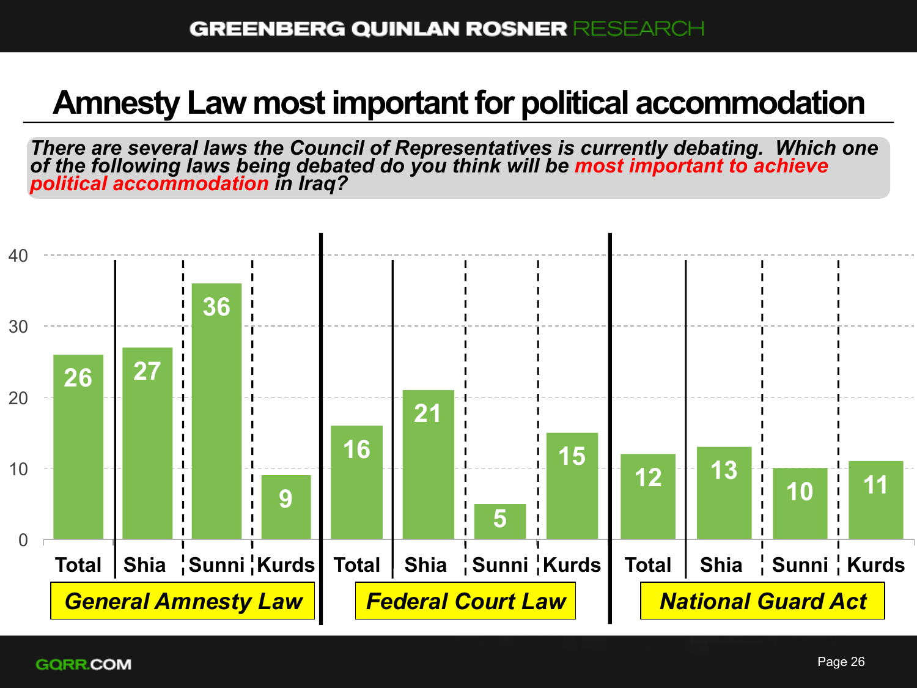# Amnesty Law most important for political accommodation

***There are several laws the Council of Representatives is currently debating. Which one of the following laws being debated do you think will be most important to achieve political accommodation in Iraq?***

| | Total | Shia | Sunni | Kurds |
|---|---|---|---|---|
| General Amnesty Law | 26 | 27 | 36 | 9 |
| Federal Court Law | 16 | 21 | 5 | 15 |
| National Guard Act | 12 | 13 | 10 | 11 |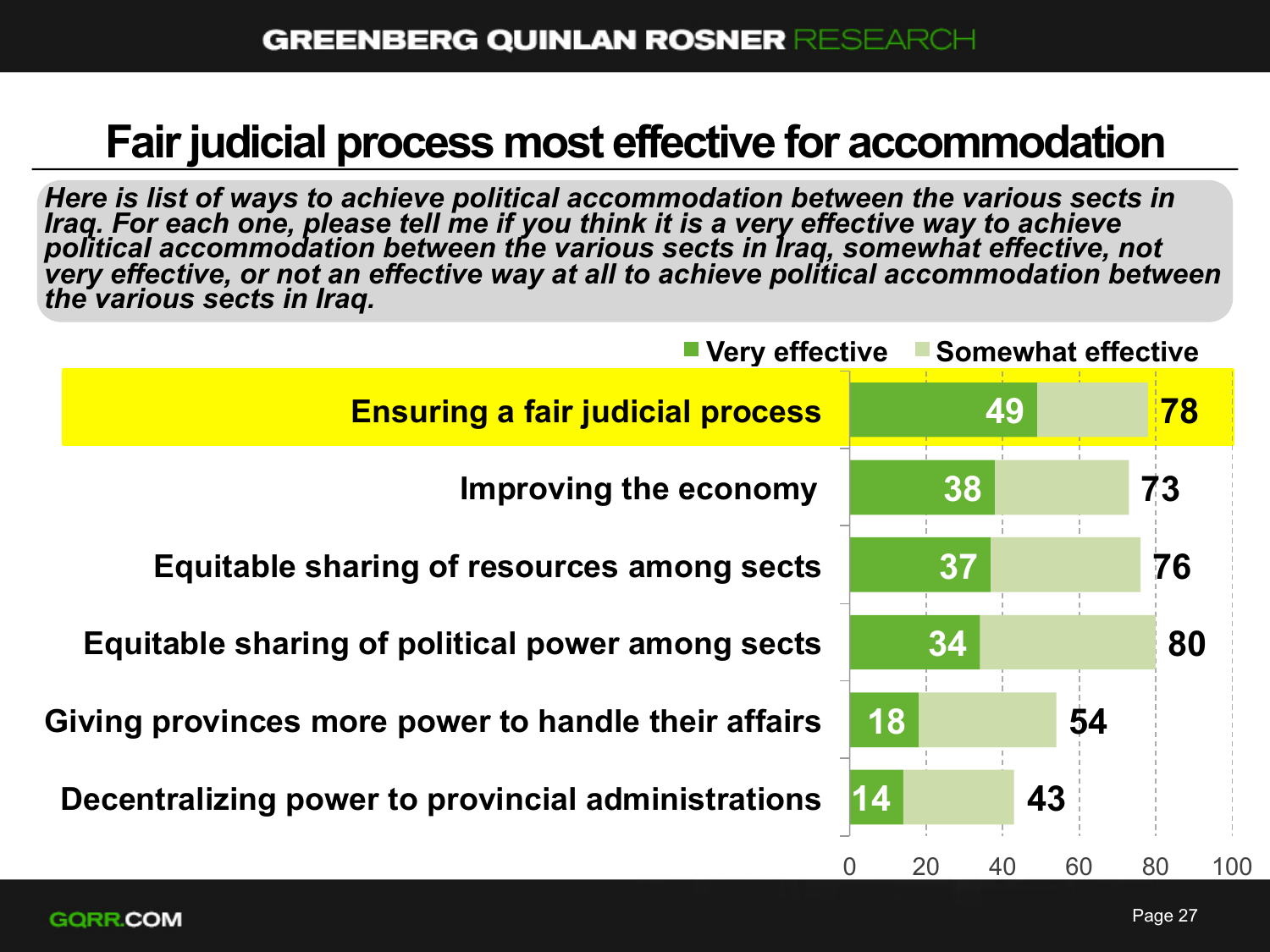# Fair judicial process most effective for accommodation

***Here is list of ways to achieve political accommodation between the various sects in Iraq. For each one, please tell me if you think it is a very effective way to achieve political accommodation between the various sects in Iraq, somewhat effective, not very effective, or not an effective way at all to achieve political accommodation between the various sects in Iraq.***

| | Very effective | Total effective (Very + Somewhat) |
|---|---|---|
| **Ensuring a fair judicial process** | 49 | 78 |
| Improving the economy | 38 | 73 |
| Equitable sharing of resources among sects | 37 | 76 |
| Equitable sharing of political power among sects | 34 | 80 |
| Giving provinces more power to handle their affairs | 18 | 54 |
| Decentralizing power to provincial administrations | 14 | 43 |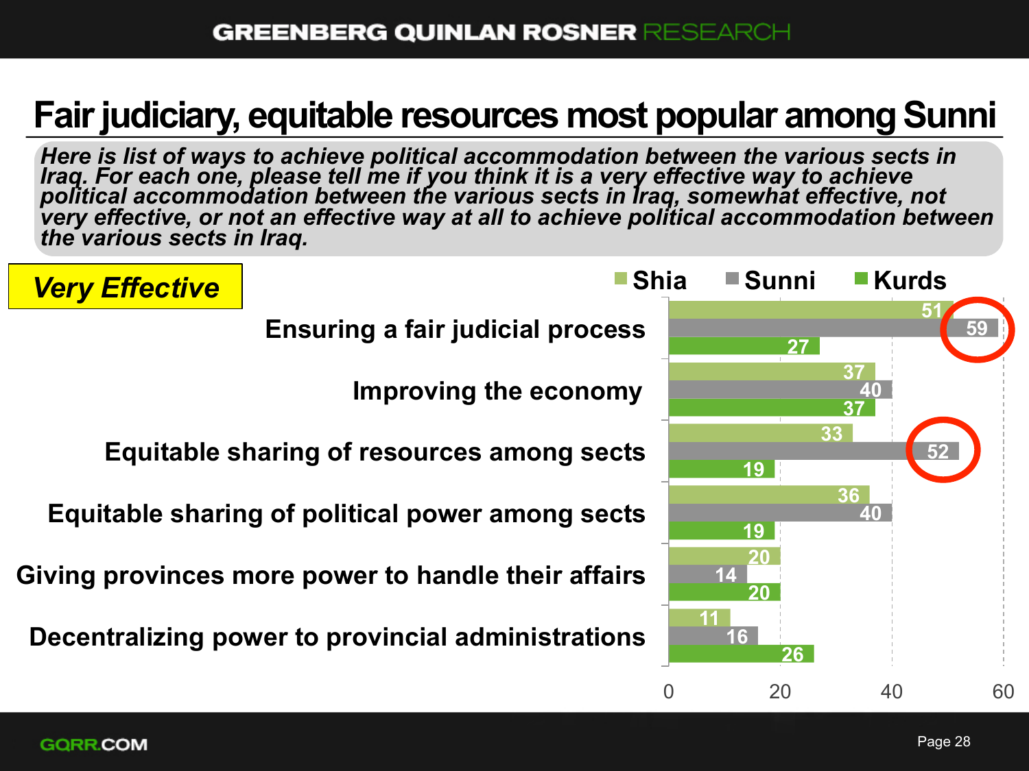# Fair judiciary, equitable resources most popular among Sunni

*Here is list of ways to achieve political accommodation between the various sects in Iraq. For each one, please tell me if you think it is a very effective way to achieve political accommodation between the various sects in Iraq, somewhat effective, not very effective, or not an effective way at all to achieve political accommodation between the various sects in Iraq.*

***Very Effective***

| | Shia | Sunni | Kurds |
|---|---|---|---|
| Ensuring a fair judicial process | 51 | 59 | 27 |
| Improving the economy | 37 | 40 | 37 |
| Equitable sharing of resources among sects | 33 | 52 | 19 |
| Equitable sharing of political power among sects | 36 | 40 | 19 |
| Giving provinces more power to handle their affairs | 20 | 14 | 20 |
| Decentralizing power to provincial administrations | 11 | 16 | 26 |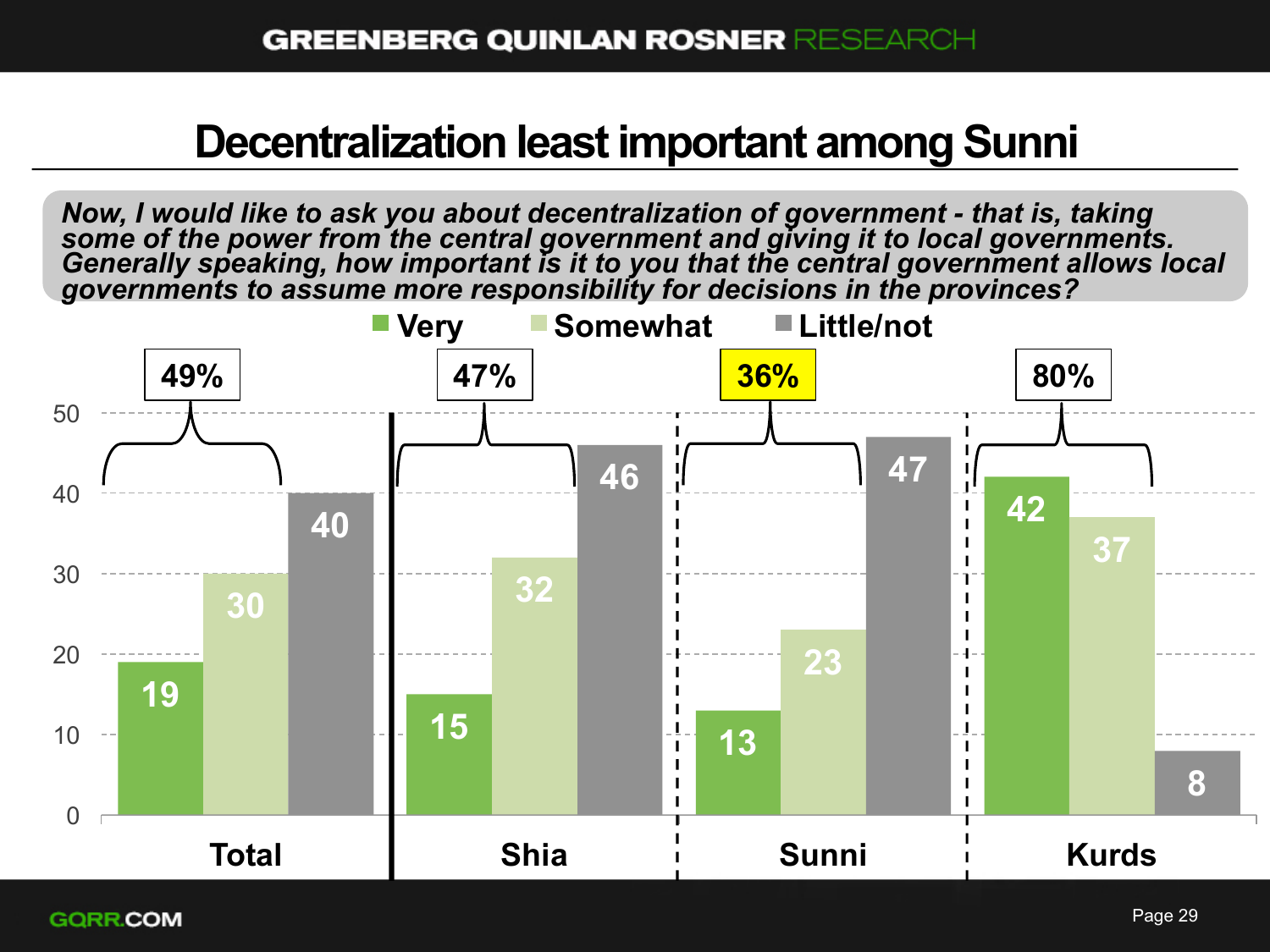# Decentralization least important among Sunni

*Now, I would like to ask you about decentralization of government - that is, taking some of the power from the central government and giving it to local governments. Generally speaking, how important is it to you that the central government allows local governments to assume more responsibility for decisions in the provinces?*

| | Very | Somewhat | Little/not | Very + Somewhat |
|---|---|---|---|---|
| Total | 19 | 30 | 40 | 49% |
| Shia | 15 | 32 | 46 | 47% |
| Sunni | 13 | 23 | 47 | 36% |
| Kurds | 42 | 37 | 8 | 80% |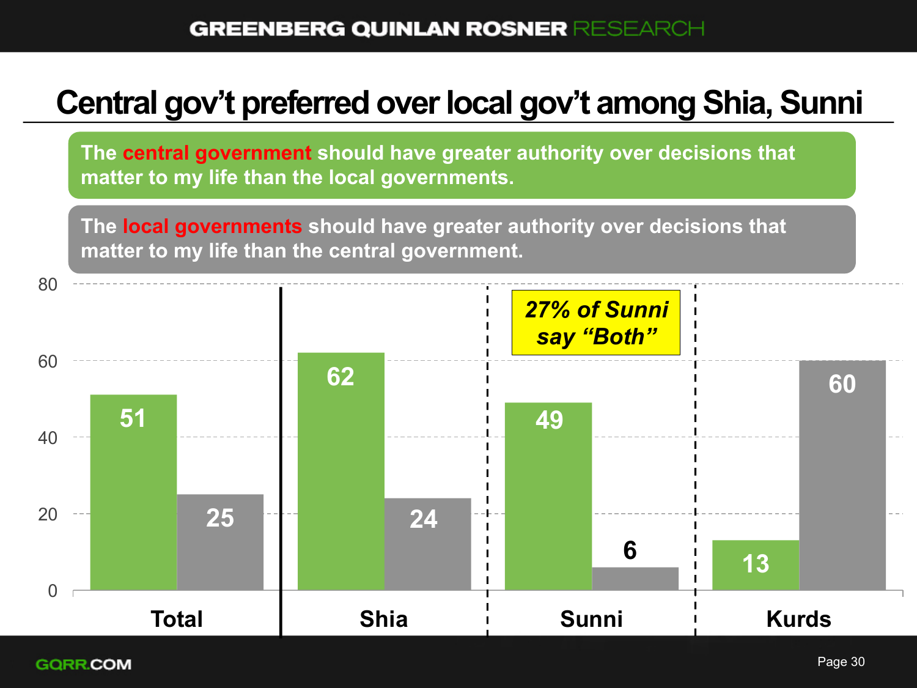# Central gov't preferred over local gov't among Shia, Sunni

**The central government should have greater authority over decisions that matter to my life than the local governments.**

**The local governments should have greater authority over decisions that matter to my life than the central government.**

| | Central government | Local governments |
|---|---|---|
| Total | 51 | 25 |
| Shia | 62 | 24 |
| Sunni | 49 | 6 |
| Kurds | 13 | 60 |

*27% of Sunni say "Both"*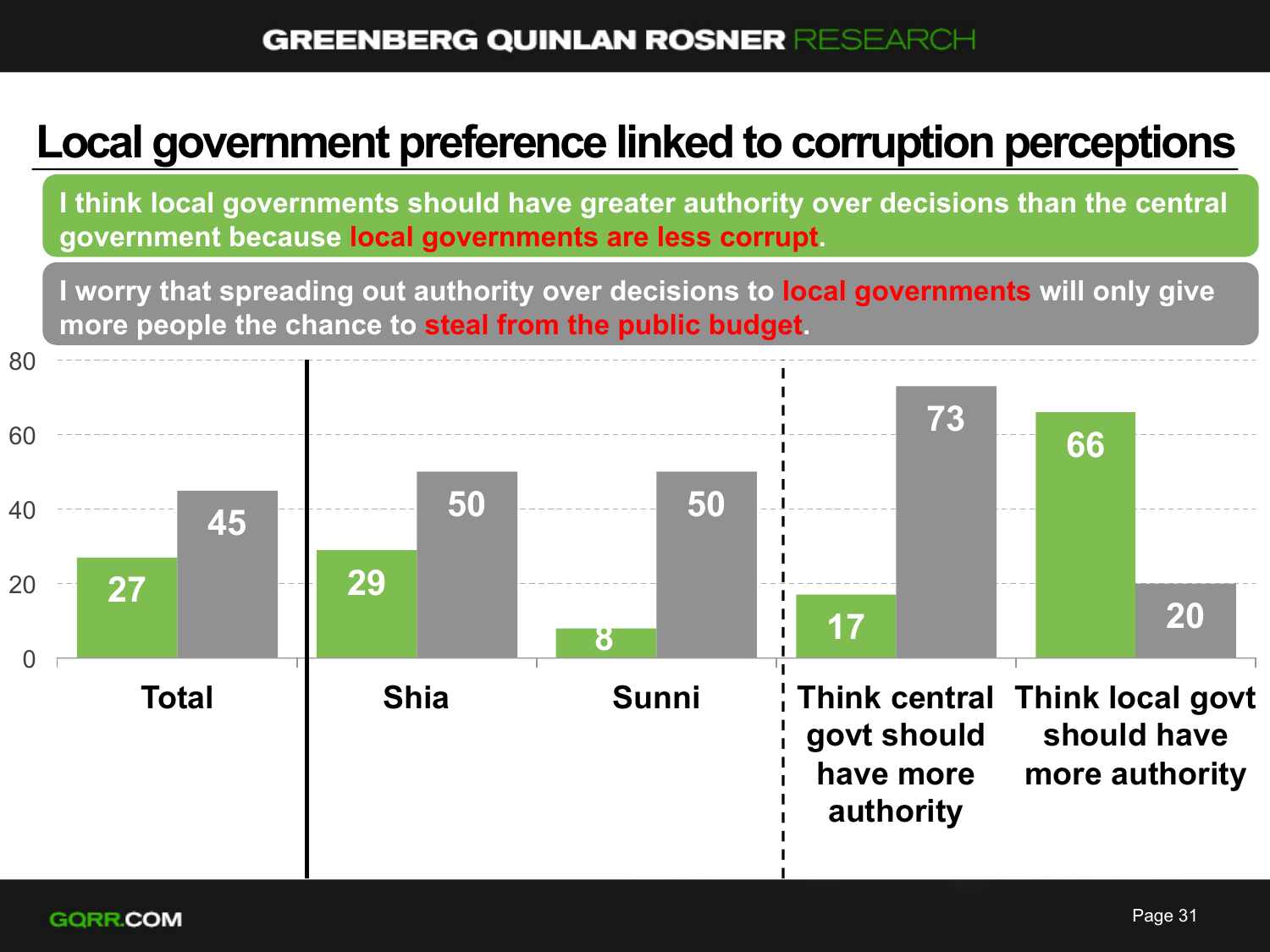# Local government preference linked to corruption perceptions

**I think local governments should have greater authority over decisions than the central government because local governments are less corrupt.**

**I worry that spreading out authority over decisions to local governments will only give more people the chance to steal from the public budget.**

| | Local governments are less corrupt | Will only give more people the chance to steal from the public budget |
|---|---|---|
| Total | 27 | 45 |
| Shia | 29 | 50 |
| Sunni | 8 | 50 |
| Think central govt should have more authority | 17 | 73 |
| Think local govt should have more authority | 66 | 20 |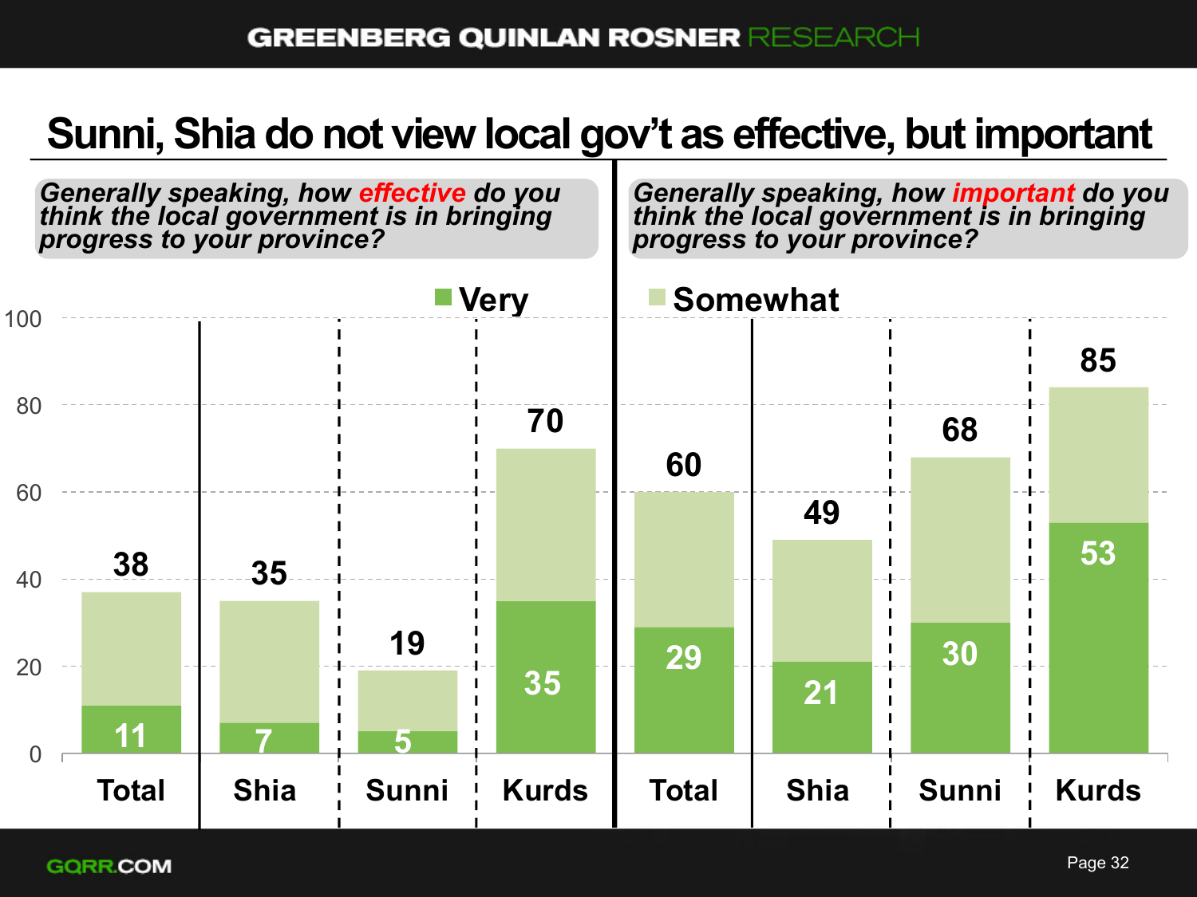# Sunni, Shia do not view local gov't as effective, but important

| | Generally speaking, how **effective** do you think the local government is in bringing progress to your province? | | | | Generally speaking, how **important** do you think the local government is in bringing progress to your province? | | | |
|---|---|---|---|---|---|---|---|---|
| | Total | Shia | Sunni | Kurds | Total | Shia | Sunni | Kurds |
| Very | 11 | 7 | 5 | 35 | 29 | 21 | 30 | 53 |
| Very + Somewhat | 38 | 35 | 19 | 70 | 60 | 49 | 68 | 85 |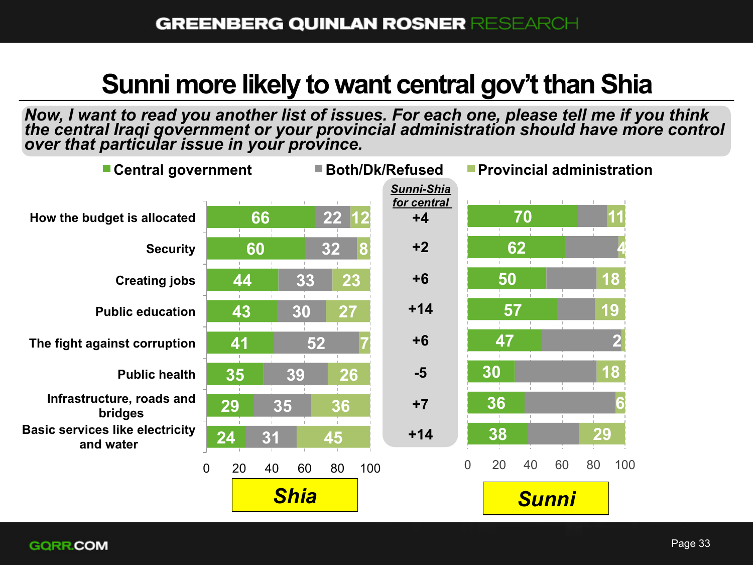# Sunni more likely to want central gov't than Shia

*Now, I want to read you another list of issues. For each one, please tell me if you think the central Iraqi government or your provincial administration should have more control over that particular issue in your province.*

| Issue | Shia: Central government | Shia: Both/Dk/Refused | Shia: Provincial administration | Sunni-Shia for central | Sunni: Central government | Sunni: Provincial administration |
|---|---|---|---|---|---|---|
| How the budget is allocated | 66 | 22 | 12 | +4 | 70 | 11 |
| Security | 60 | 32 | 8 | +2 | 62 | 4 |
| Creating jobs | 44 | 33 | 23 | +6 | 50 | 18 |
| Public education | 43 | 30 | 27 | +14 | 57 | 19 |
| The fight against corruption | 41 | 52 | 7 | +6 | 47 | 2 |
| Public health | 35 | 39 | 26 | -5 | 30 | 18 |
| Infrastructure, roads and bridges | 29 | 35 | 36 | +7 | 36 | 6 |
| Basic services like electricity and water | 24 | 31 | 45 | +14 | 38 | 29 |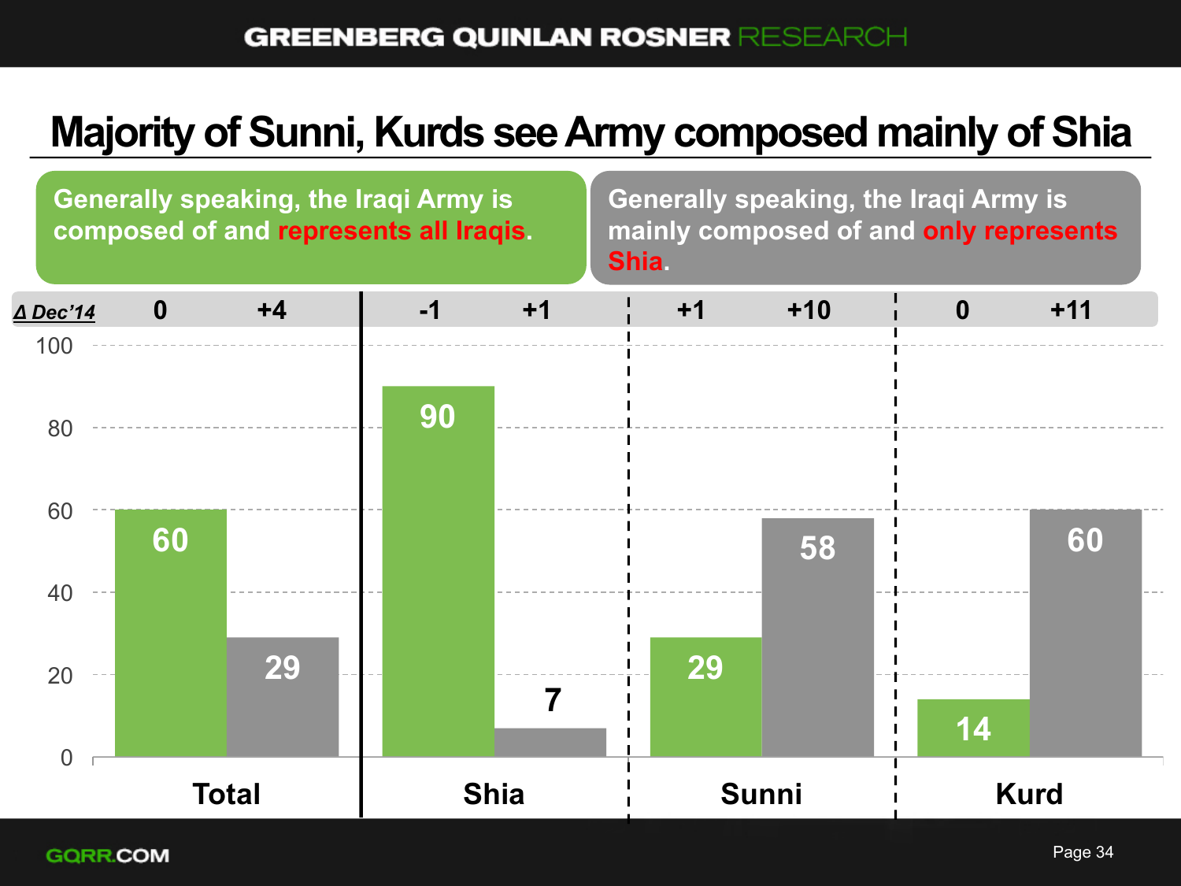# Majority of Sunni, Kurds see Army composed mainly of Shia

| | Total | | Shia | | Sunni | | Kurd | |
|---|---|---|---|---|---|---|---|---|
| | Generally speaking, the Iraqi Army is composed of and represents all Iraqis. | Generally speaking, the Iraqi Army is mainly composed of and only represents Shia. | Generally speaking, the Iraqi Army is composed of and represents all Iraqis. | Generally speaking, the Iraqi Army is mainly composed of and only represents Shia. | Generally speaking, the Iraqi Army is composed of and represents all Iraqis. | Generally speaking, the Iraqi Army is mainly composed of and only represents Shia. | Generally speaking, the Iraqi Army is composed of and represents all Iraqis. | Generally speaking, the Iraqi Army is mainly composed of and only represents Shia. |
| Δ Dec'14 | 0 | +4 | -1 | +1 | +1 | +10 | 0 | +11 |
| % | 60 | 29 | 90 | 7 | 29 | 58 | 14 | 60 |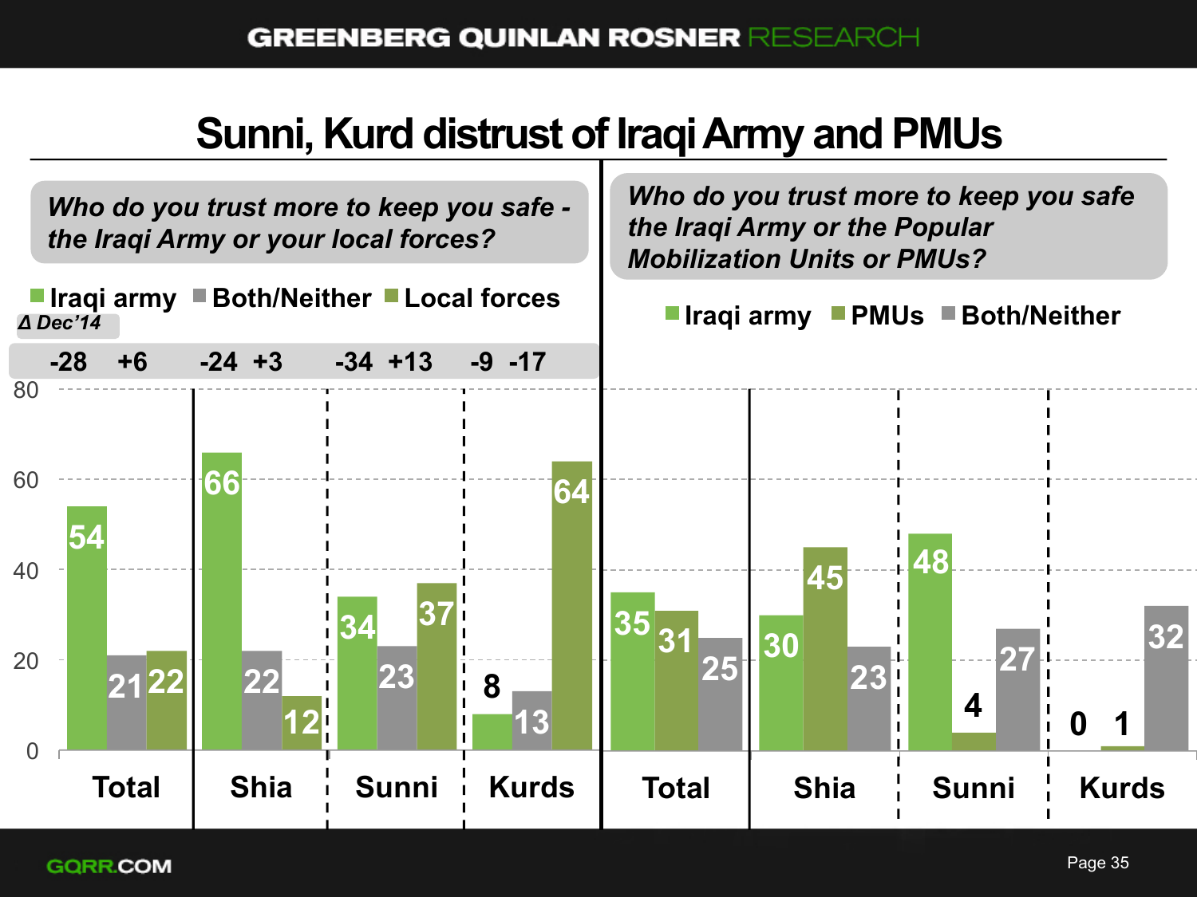# Sunni, Kurd distrust of Iraqi Army and PMUs

*Who do you trust more to keep you safe - the Iraqi Army or your local forces?*

| | Iraqi army | Both/Neither | Local forces | Δ Dec'14 (Iraqi army) | Δ Dec'14 (Local forces) |
|---|---|---|---|---|---|
| Total | 54 | 21 | 22 | -28 | +6 |
| Shia | 66 | 22 | 12 | -24 | +3 |
| Sunni | 34 | 23 | 37 | -34 | +13 |
| Kurds | 8 | 13 | 64 | -9 | -17 |

*Who do you trust more to keep you safe the Iraqi Army or the Popular Mobilization Units or PMUs?*

| | Iraqi army | PMUs | Both/Neither |
|---|---|---|---|
| Total | 35 | 31 | 25 |
| Shia | 30 | 45 | 23 |
| Sunni | 48 | 4 | 27 |
| Kurds | 0 | 1 | 32 |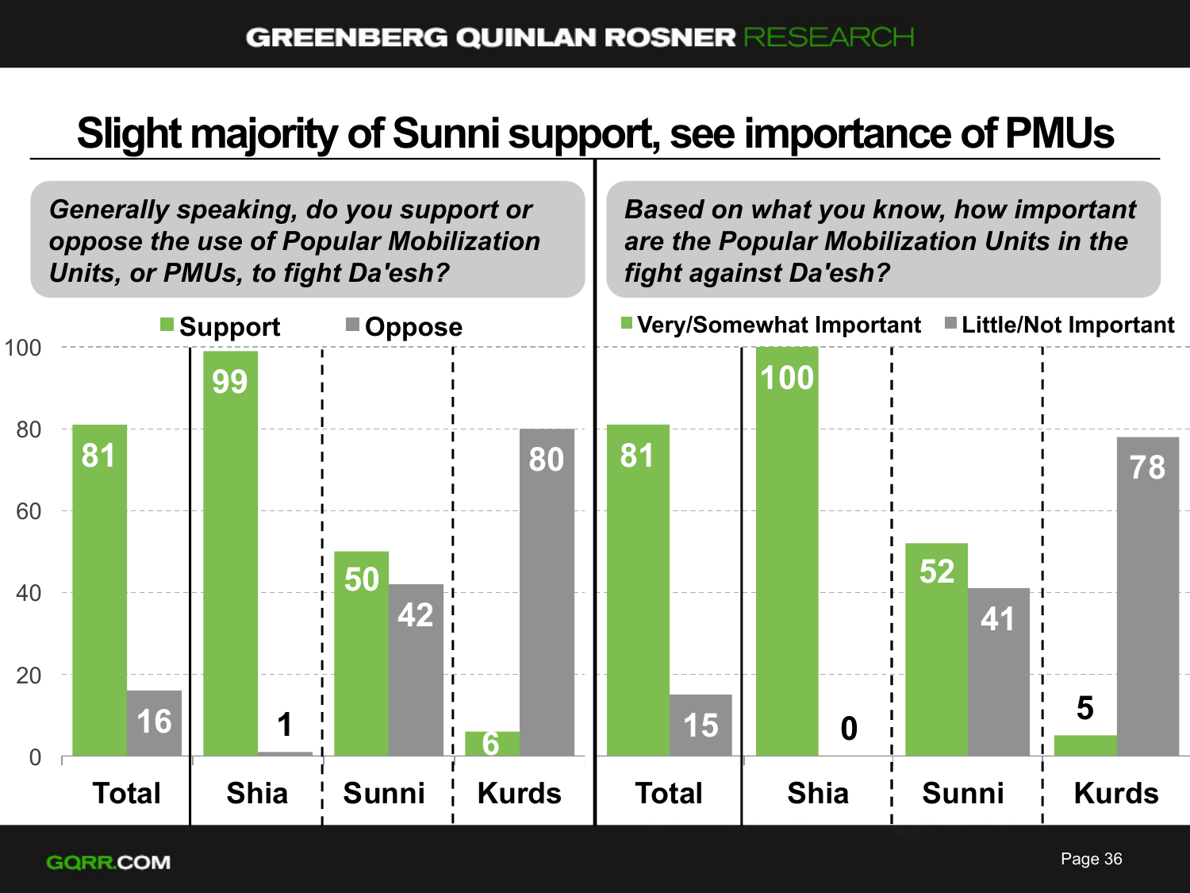# Slight majority of Sunni support, see importance of PMUs

*Generally speaking, do you support or oppose the use of Popular Mobilization Units, or PMUs, to fight Da'esh?*

| | Support | Oppose |
|---|---|---|
| Total | 81 | 16 |
| Shia | 99 | 1 |
| Sunni | 50 | 42 |
| Kurds | 6 | 80 |

*Based on what you know, how important are the Popular Mobilization Units in the fight against Da'esh?*

| | Very/Somewhat Important | Little/Not Important |
|---|---|---|
| Total | 81 | 15 |
| Shia | 100 | 0 |
| Sunni | 52 | 41 |
| Kurds | 5 | 78 |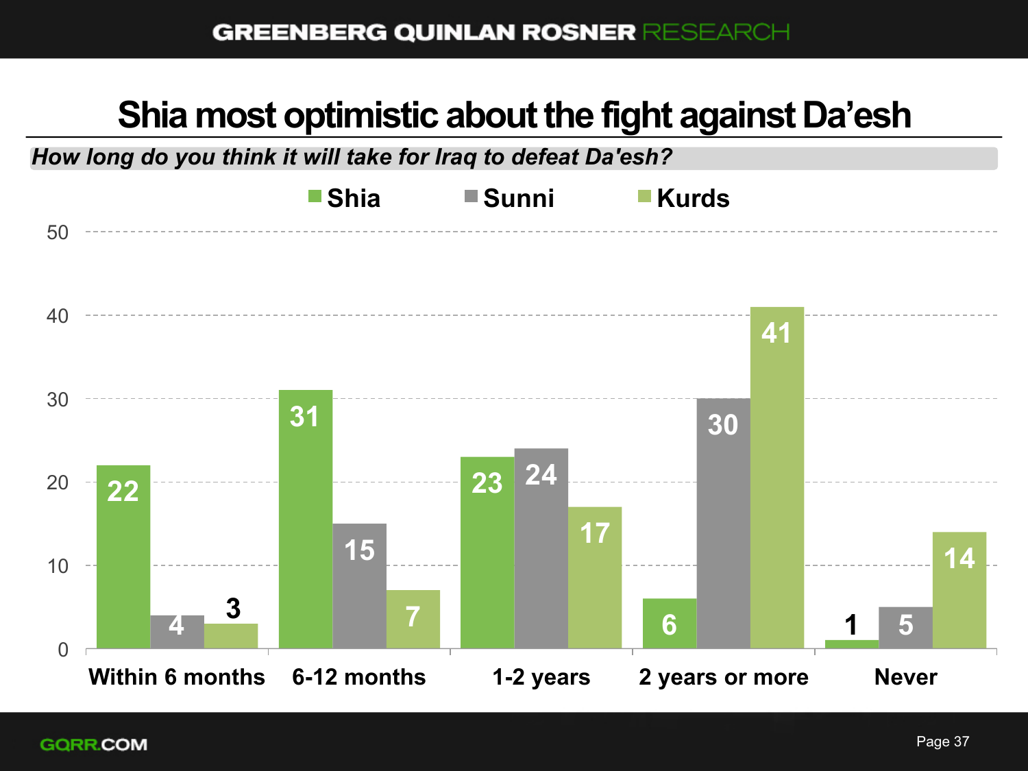# Shia most optimistic about the fight against Da'esh

***How long do you think it will take for Iraq to defeat Da'esh?***

| | Shia | Sunni | Kurds |
|---|---|---|---|
| Within 6 months | 22 | 4 | 3 |
| 6-12 months | 31 | 15 | 7 |
| 1-2 years | 23 | 24 | 17 |
| 2 years or more | 6 | 30 | 41 |
| Never | 1 | 5 | 14 |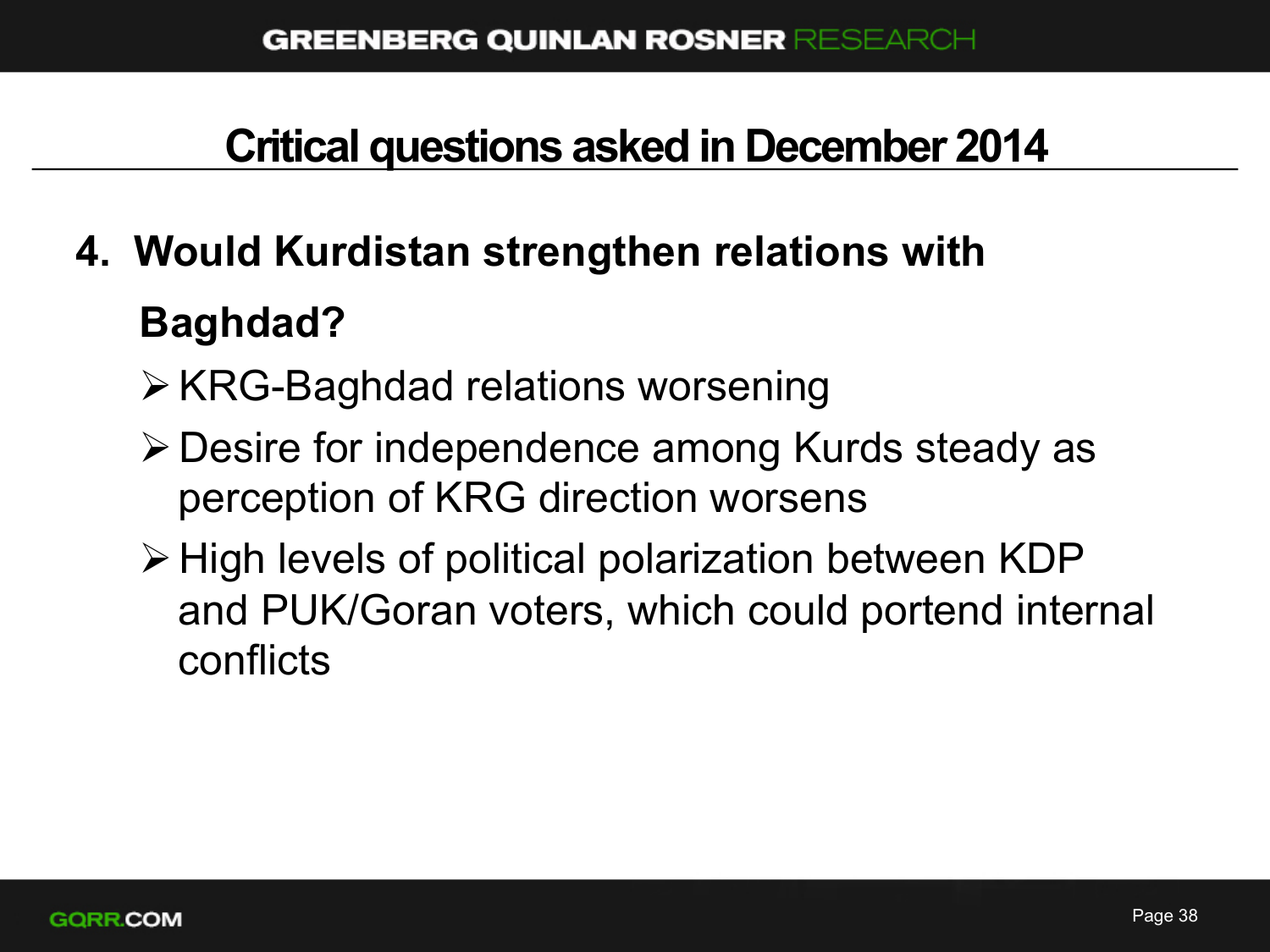# Critical questions asked in December 2014

4. **Would Kurdistan strengthen relations with Baghdad?**
   - KRG-Baghdad relations worsening
   - Desire for independence among Kurds steady as perception of KRG direction worsens
   - High levels of political polarization between KDP and PUK/Goran voters, which could portend internal conflicts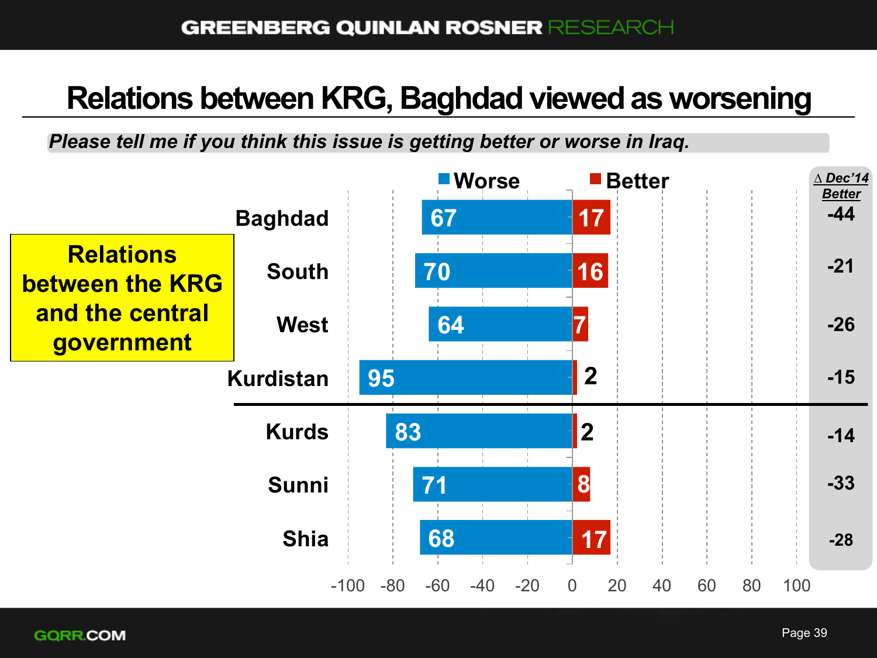# Relations between KRG, Baghdad viewed as worsening

*Please tell me if you think this issue is getting better or worse in Iraq.*

**Relations between the KRG and the central government**

| | Worse | Better | △ Dec'14 Better |
|---|---|---|---|
| Baghdad | 67 | 17 | -44 |
| South | 70 | 16 | -21 |
| West | 64 | 7 | -26 |
| Kurdistan | 95 | 2 | -15 |
| Kurds | 83 | 2 | -14 |
| Sunni | 71 | 8 | -33 |
| Shia | 68 | 17 | -28 |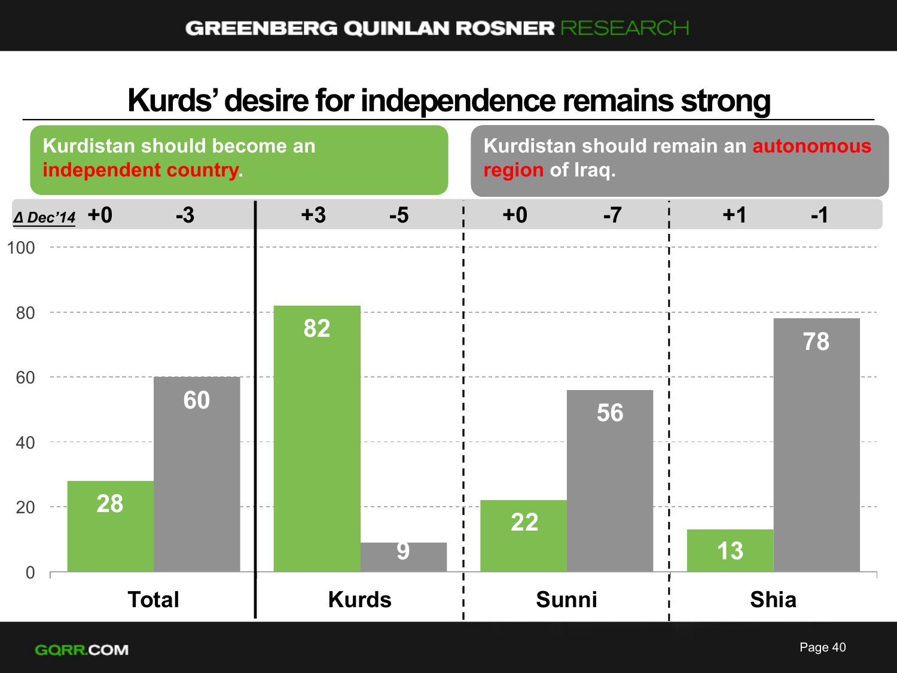# Kurds' desire for independence remains strong

| | Total | | Kurds | | Sunni | | Shia | |
|---|---|---|---|---|---|---|---|---|
| | Kurdistan should become an independent country. | Kurdistan should remain an autonomous region of Iraq. | Kurdistan should become an independent country. | Kurdistan should remain an autonomous region of Iraq. | Kurdistan should become an independent country. | Kurdistan should remain an autonomous region of Iraq. | Kurdistan should become an independent country. | Kurdistan should remain an autonomous region of Iraq. |
| % | 28 | 60 | 82 | 9 | 22 | 56 | 13 | 78 |
| Δ Dec'14 | +0 | -3 | +3 | -5 | +0 | -7 | +1 | -1 |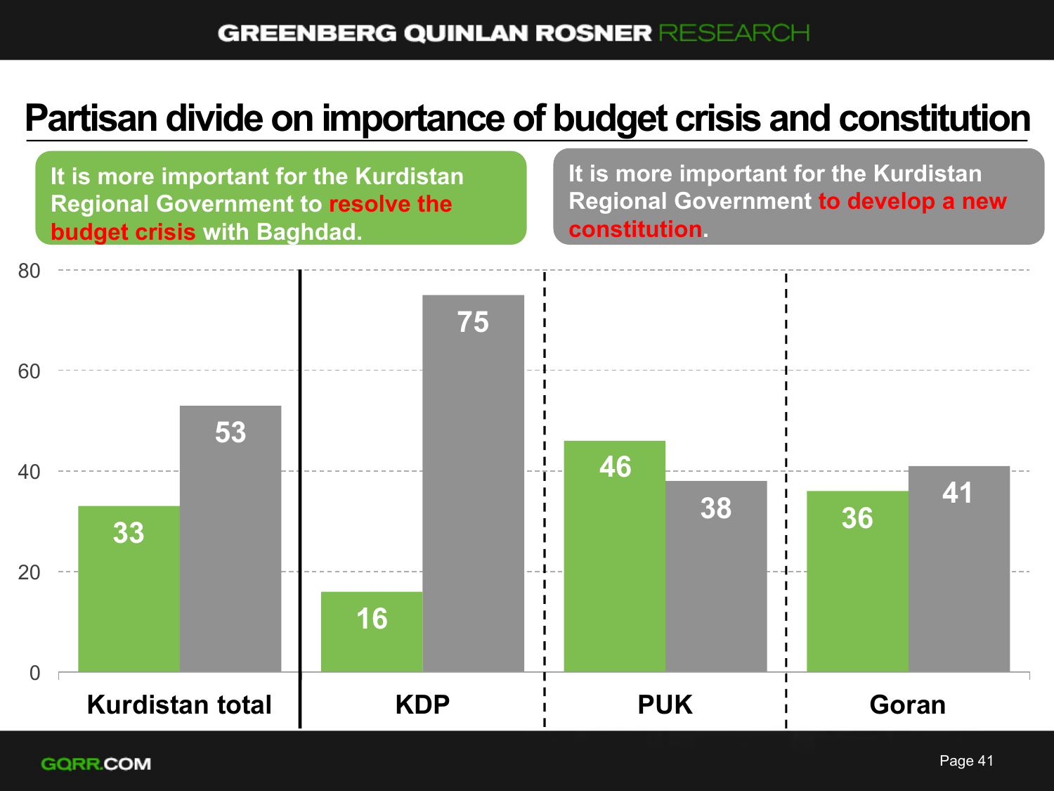# Partisan divide on importance of budget crisis and constitution

| | It is more important for the Kurdistan Regional Government to resolve the budget crisis with Baghdad. | It is more important for the Kurdistan Regional Government to develop a new constitution. |
|---|---|---|
| Kurdistan total | 33 | 53 |
| KDP | 16 | 75 |
| PUK | 46 | 38 |
| Goran | 36 | 41 |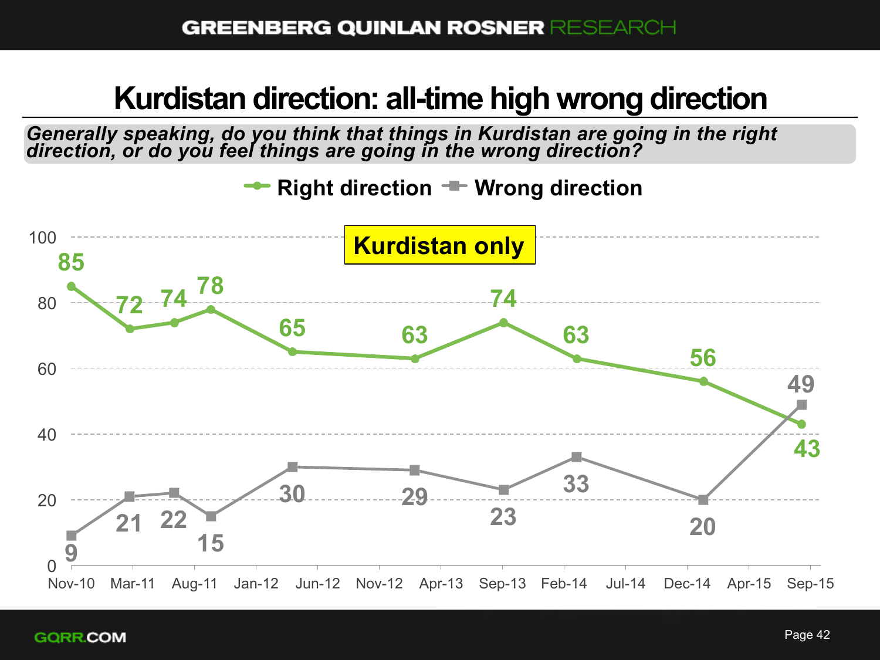# Kurdistan direction: all-time high wrong direction

*Generally speaking, do you think that things in Kurdistan are going in the right direction, or do you feel things are going in the wrong direction?*

**Kurdistan only**

| Date | Right direction | Wrong direction |
|---|---|---|
| Nov-10 | 85 | 9 |
| Mar-11 | 72 | 21 |
| Jun-11 | 74 | 22 |
| Aug-11 | 78 | 15 |
| Apr-12 | 65 | 30 |
| Feb-13 | 63 | 29 |
| Sep-13 | 74 | 23 |
| Feb-14 | 63 | 33 |
| Dec-14 | 56 | 20 |
| Sep-15 | 43 | 49 |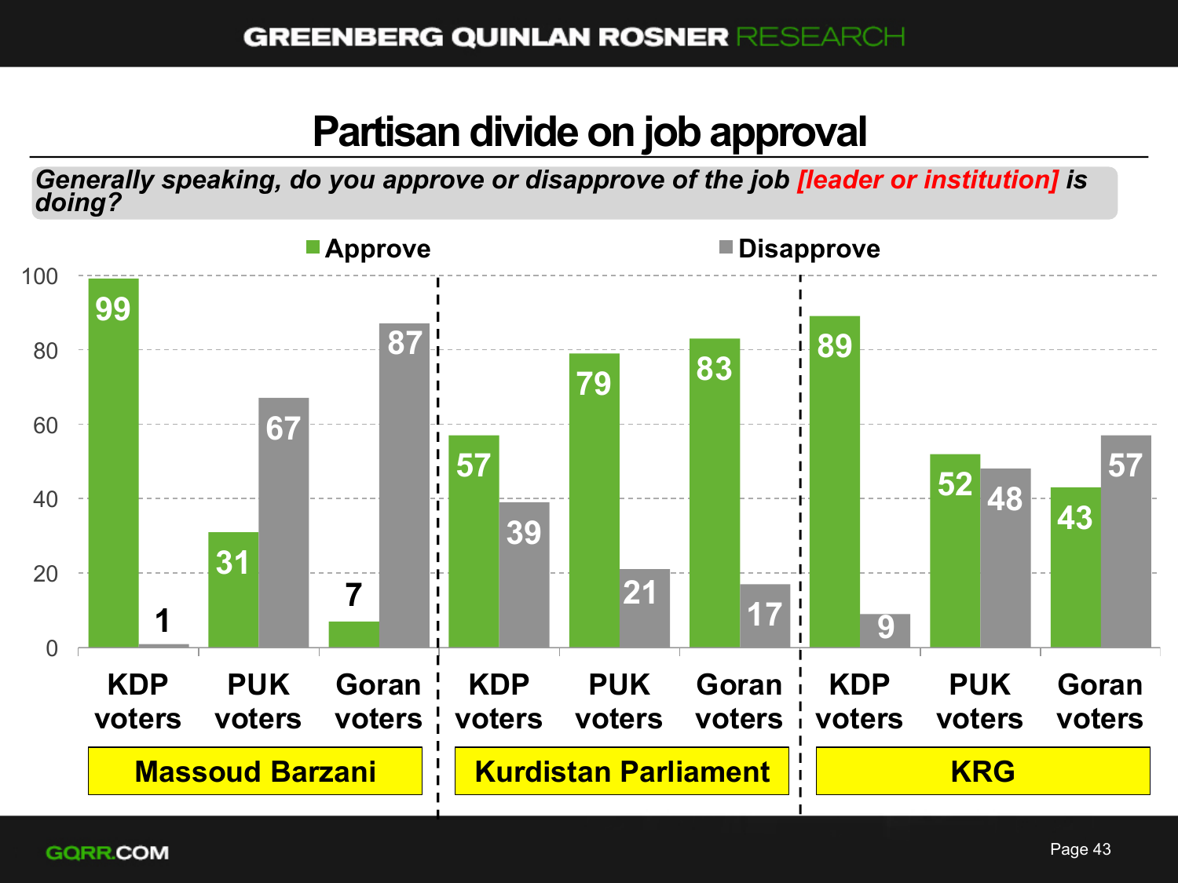# Partisan divide on job approval

*Generally speaking, do you approve or disapprove of the job [leader or institution] is doing?*

| | | Approve | Disapprove |
|---|---|---|---|
| Massoud Barzani | KDP voters | 99 | 1 |
| | PUK voters | 31 | 67 |
| | Goran voters | 7 | 87 |
| Kurdistan Parliament | KDP voters | 57 | 39 |
| | PUK voters | 79 | 21 |
| | Goran voters | 83 | 17 |
| KRG | KDP voters | 89 | 9 |
| | PUK voters | 52 | 48 |
| | Goran voters | 43 | 57 |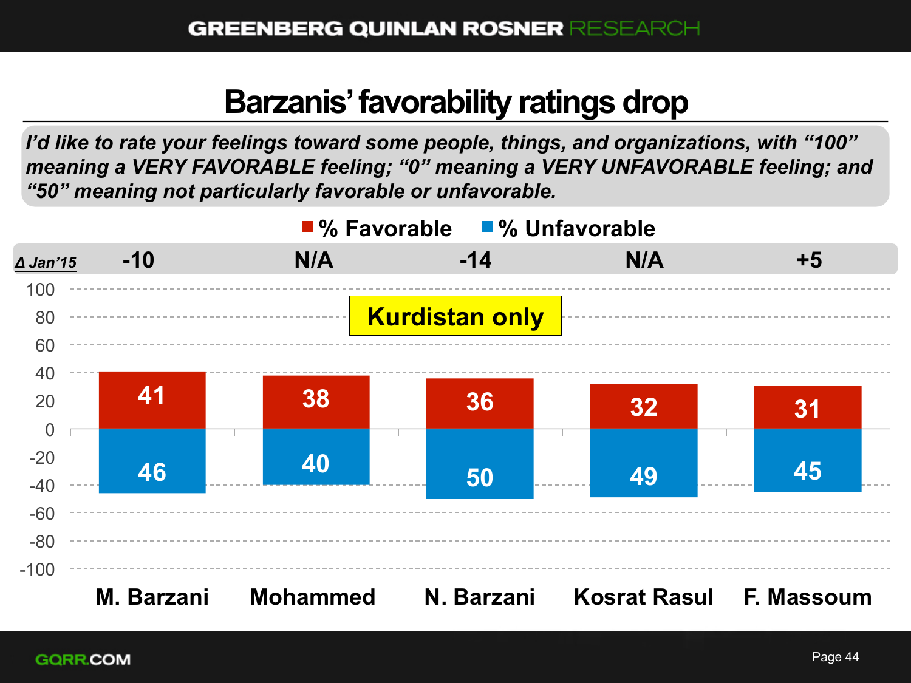# Barzanis' favorability ratings drop

*I'd like to rate your feelings toward some people, things, and organizations, with "100" meaning a VERY FAVORABLE feeling; "0" meaning a VERY UNFAVORABLE feeling; and "50" meaning not particularly favorable or unfavorable.*

**Kurdistan only**

| | M. Barzani | Mohammed | N. Barzani | Kosrat Rasul | F. Massoum |
|---|---|---|---|---|---|
| Δ Jan'15 | -10 | N/A | -14 | N/A | +5 |
| % Favorable | 41 | 38 | 36 | 32 | 31 |
| % Unfavorable | 46 | 40 | 50 | 49 | 45 |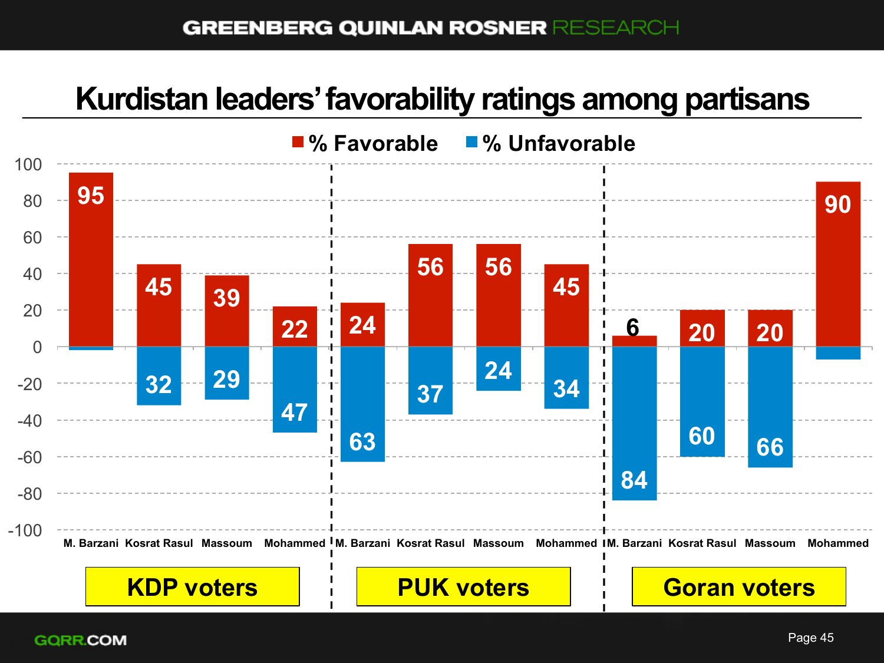# Kurdistan leaders' favorability ratings among partisans

| Voters | Leader | % Favorable | % Unfavorable |
|---|---|---|---|
| KDP voters | M. Barzani | 95 | |
| KDP voters | Kosrat Rasul | 45 | 32 |
| KDP voters | Massoum | 39 | 29 |
| KDP voters | Mohammed | 22 | 47 |
| PUK voters | M. Barzani | 24 | 63 |
| PUK voters | Kosrat Rasul | 56 | 37 |
| PUK voters | Massoum | 56 | 24 |
| PUK voters | Mohammed | 45 | 34 |
| Goran voters | M. Barzani | 6 | 84 |
| Goran voters | Kosrat Rasul | 20 | 60 |
| Goran voters | Massoum | 20 | 66 |
| Goran voters | Mohammed | 90 | |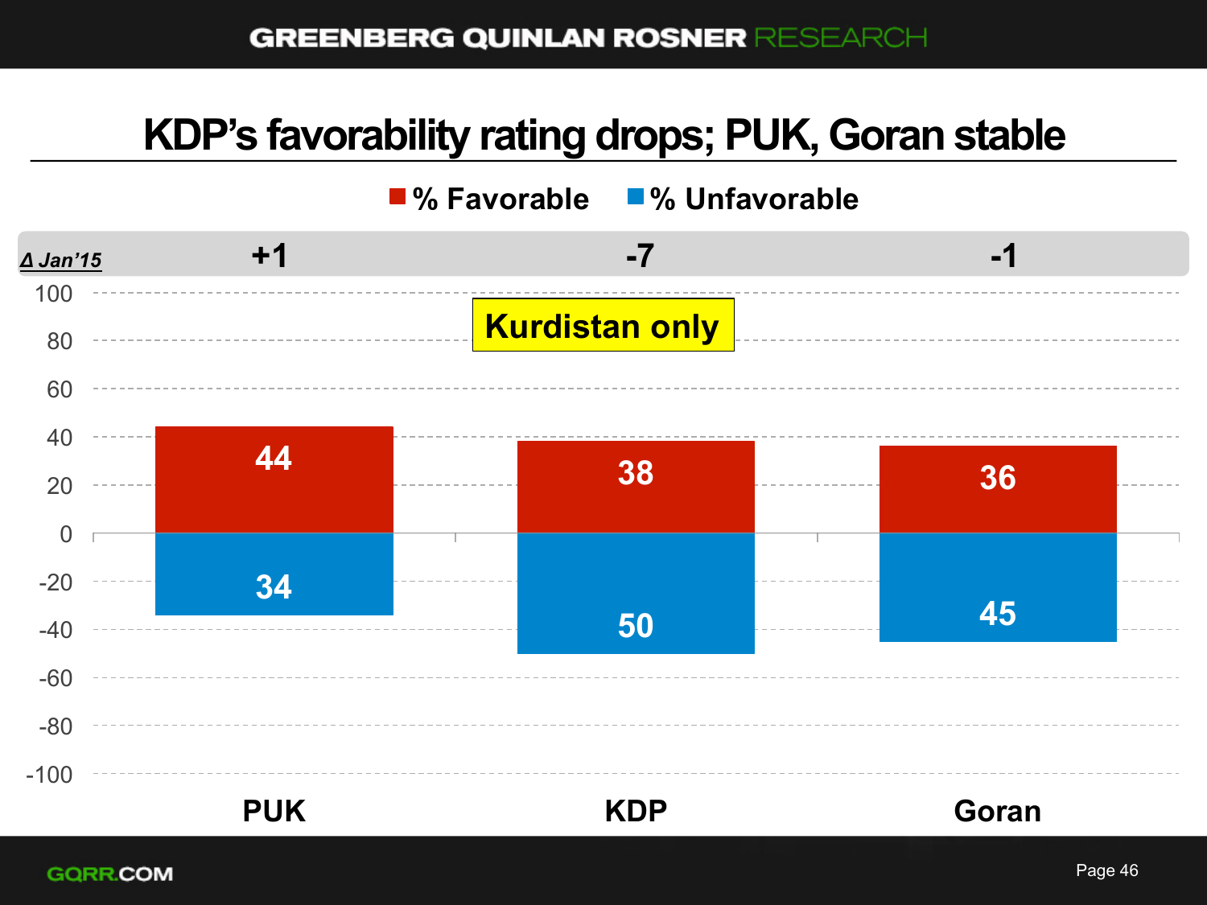# KDP's favorability rating drops; PUK, Goran stable

Kurdistan only

| | PUK | KDP | Goran |
|---|---|---|---|
| Δ Jan'15 | +1 | -7 | -1 |
| % Favorable | 44 | 38 | 36 |
| % Unfavorable | 34 | 50 | 45 |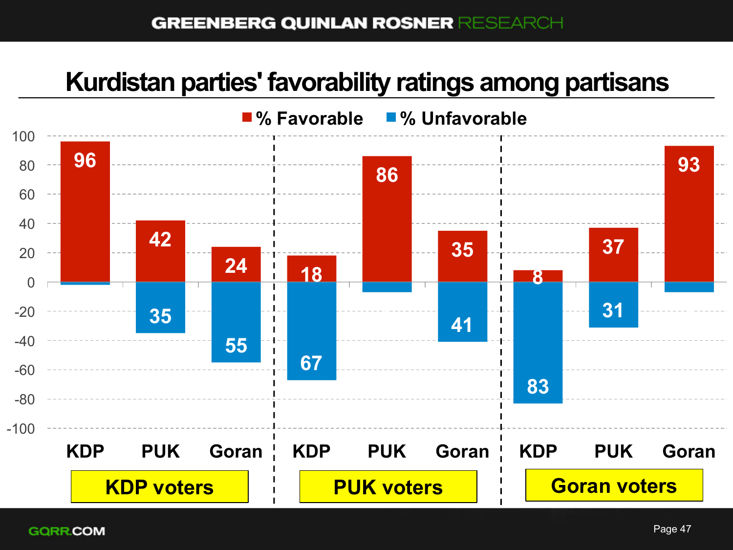# Kurdistan parties' favorability ratings among partisans

| Voter group | Party | % Favorable | % Unfavorable |
|---|---|---|---|
| KDP voters | KDP | 96 | |
| KDP voters | PUK | 42 | 35 |
| KDP voters | Goran | 24 | 55 |
| PUK voters | KDP | 18 | 67 |
| PUK voters | PUK | 86 | |
| PUK voters | Goran | 35 | 41 |
| Goran voters | KDP | 8 | 83 |
| Goran voters | PUK | 37 | 31 |
| Goran voters | Goran | 93 | |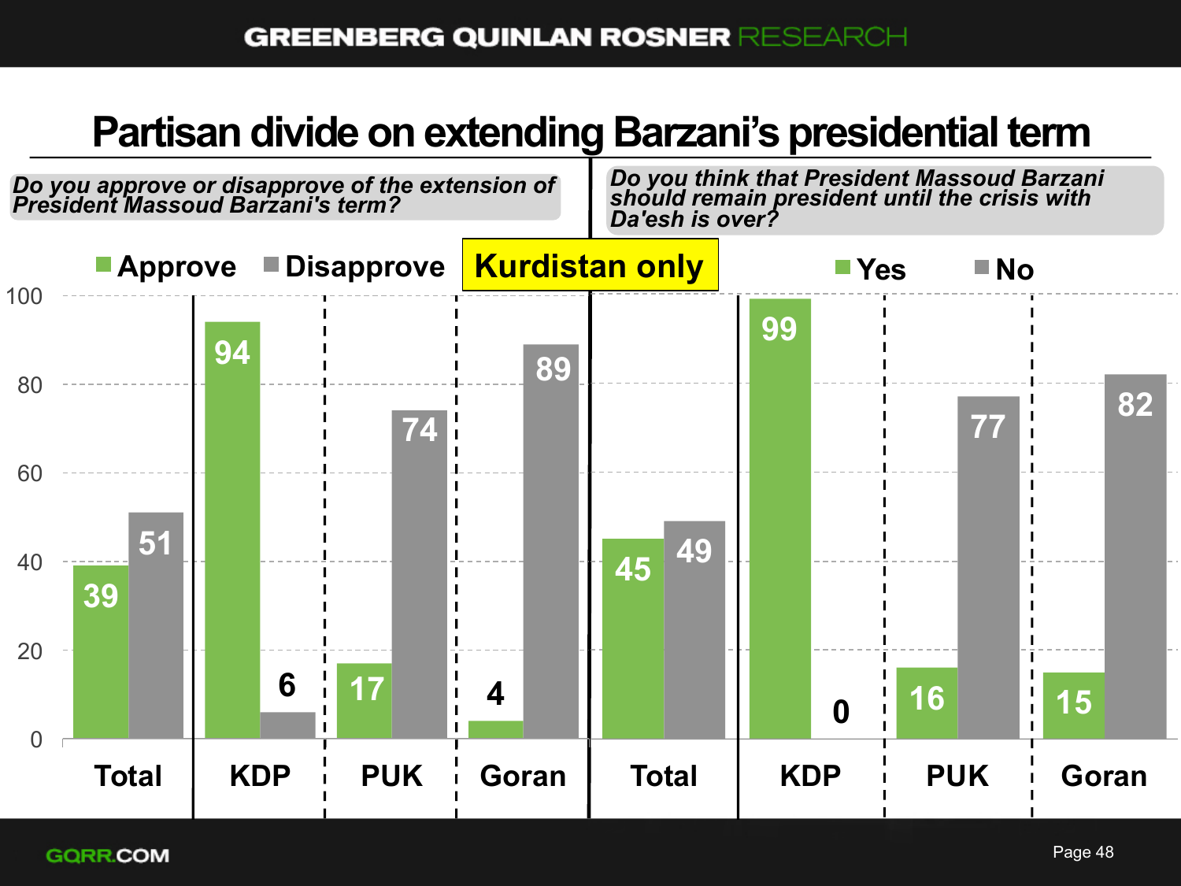# Partisan divide on extending Barzani's presidential term

**Kurdistan only**

*Do you approve or disapprove of the extension of President Massoud Barzani's term?*

| | Approve | Disapprove |
|---|---|---|
| Total | 39 | 51 |
| KDP | 94 | 6 |
| PUK | 17 | 74 |
| Goran | 4 | 89 |

*Do you think that President Massoud Barzani should remain president until the crisis with Da'esh is over?*

| | Yes | No |
|---|---|---|
| Total | 45 | 49 |
| KDP | 99 | 0 |
| PUK | 16 | 77 |
| Goran | 15 | 82 |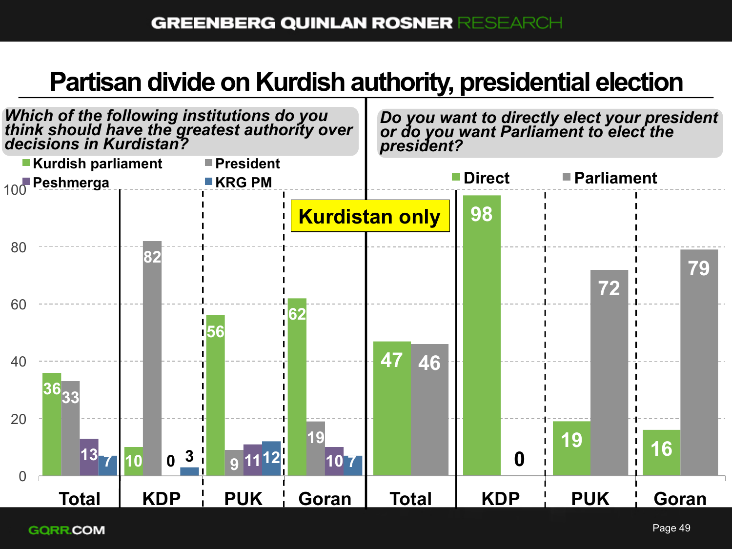# Partisan divide on Kurdish authority, presidential election

***Which of the following institutions do you think should have the greatest authority over decisions in Kurdistan?***

|  | Kurdish parliament | President | Peshmerga | KRG PM |
|---|---|---|---|---|
| Total | 36 | 33 | 13 | 7 |
| KDP | 10 | 82 | 0 | 3 |
| PUK | 56 | 9 | 11 | 12 |
| Goran | 62 | 19 | 10 | 7 |

***Do you want to directly elect your president or do you want Parliament to elect the president?***

**Kurdistan only**

|  | Direct | Parliament |
|---|---|---|
| Total | 47 | 46 |
| KDP | 98 | 0 |
| PUK | 19 | 72 |
| Goran | 16 | 79 |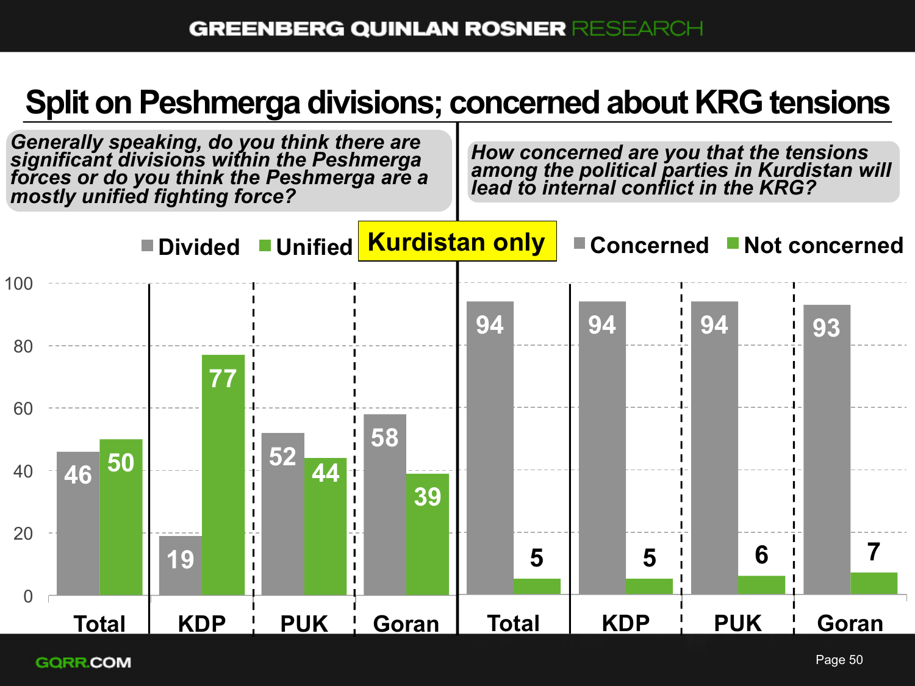# Split on Peshmerga divisions; concerned about KRG tensions

*Generally speaking, do you think there are significant divisions within the Peshmerga forces or do you think the Peshmerga are a mostly unified fighting force?*

*How concerned are you that the tensions among the political parties in Kurdistan will lead to internal conflict in the KRG?*

**Kurdistan only**

Divided
Unified

Concerned
Not concerned

100
80
60
40
20
0

Total: 46, 50
KDP: 19, 77
PUK: 52, 44
Goran: 58, 39

Total: 94, 5
KDP: 94, 5
PUK: 94, 6
Goran: 93, 7